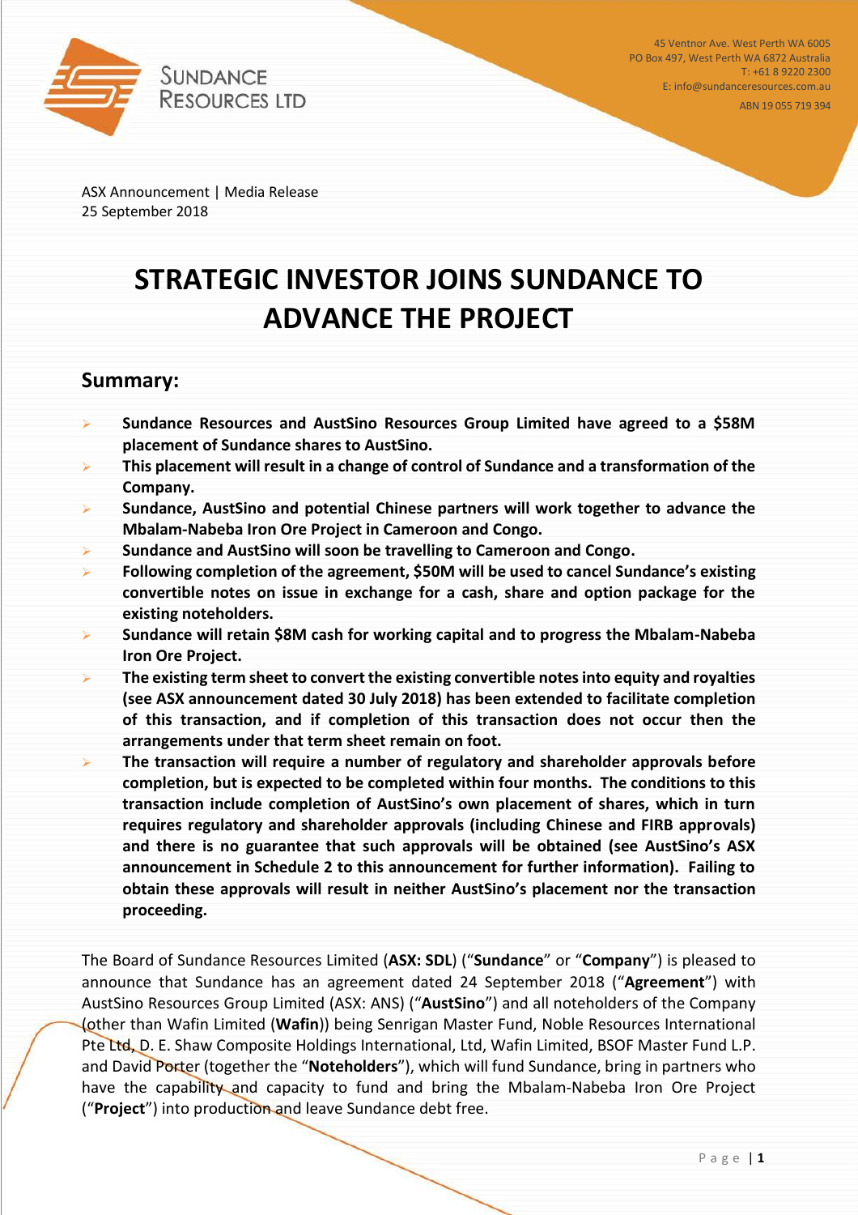Sundance Resources Ltd

45 Ventnor Ave. West Perth WA 6005
PO Box 497, West Perth WA 6872 Australia
T: +61 8 9220 2300
E: info@sundanceresources.com.au
ABN 19 055 719 394

ASX Announcement | Media Release
25 September 2018

# STRATEGIC INVESTOR JOINS SUNDANCE TO ADVANCE THE PROJECT

## Summary:

- **Sundance Resources and AustSino Resources Group Limited have agreed to a $58M placement of Sundance shares to AustSino.**
- **This placement will result in a change of control of Sundance and a transformation of the Company.**
- **Sundance, AustSino and potential Chinese partners will work together to advance the Mbalam-Nabeba Iron Ore Project in Cameroon and Congo.**
- **Sundance and AustSino will soon be travelling to Cameroon and Congo.**
- **Following completion of the agreement, $50M will be used to cancel Sundance's existing convertible notes on issue in exchange for a cash, share and option package for the existing noteholders.**
- **Sundance will retain $8M cash for working capital and to progress the Mbalam-Nabeba Iron Ore Project.**
- **The existing term sheet to convert the existing convertible notes into equity and royalties (see ASX announcement dated 30 July 2018) has been extended to facilitate completion of this transaction, and if completion of this transaction does not occur then the arrangements under that term sheet remain on foot.**
- **The transaction will require a number of regulatory and shareholder approvals before completion, but is expected to be completed within four months. The conditions to this transaction include completion of AustSino's own placement of shares, which in turn requires regulatory and shareholder approvals (including Chinese and FIRB approvals) and there is no guarantee that such approvals will be obtained (see AustSino's ASX announcement in Schedule 2 to this announcement for further information). Failing to obtain these approvals will result in neither AustSino's placement nor the transaction proceeding.**

The Board of Sundance Resources Limited (**ASX: SDL**) ("**Sundance**" or "**Company**") is pleased to announce that Sundance has an agreement dated 24 September 2018 ("**Agreement**") with AustSino Resources Group Limited (ASX: ANS) ("**AustSino**") and all noteholders of the Company (other than Wafin Limited (**Wafin**)) being Senrigan Master Fund, Noble Resources International Pte Ltd, D. E. Shaw Composite Holdings International, Ltd, Wafin Limited, BSOF Master Fund L.P. and David Porter (together the "**Noteholders**"), which will fund Sundance, bring in partners who have the capability and capacity to fund and bring the Mbalam-Nabeba Iron Ore Project ("**Project**") into production and leave Sundance debt free.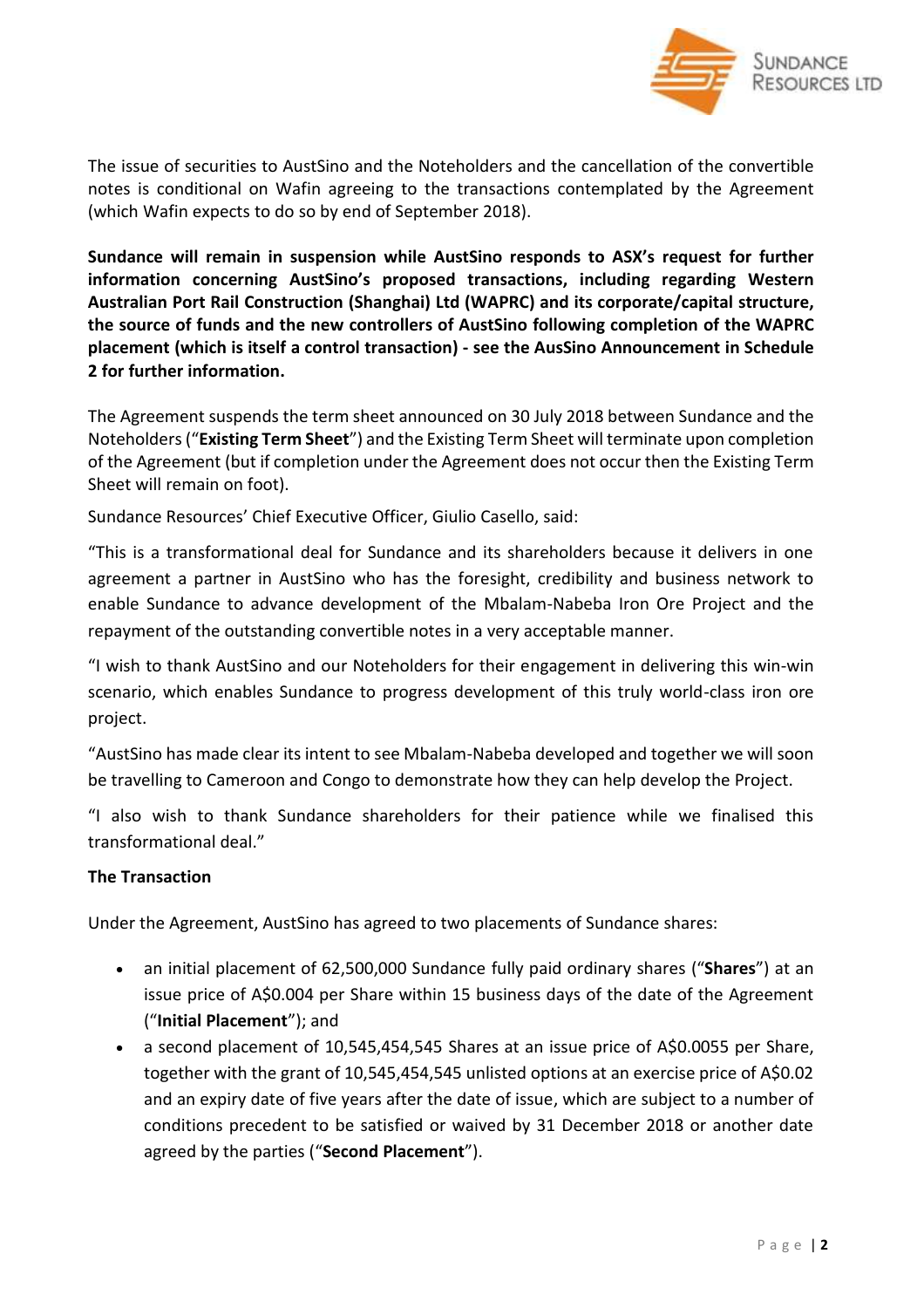The issue of securities to AustSino and the Noteholders and the cancellation of the convertible notes is conditional on Wafin agreeing to the transactions contemplated by the Agreement (which Wafin expects to do so by end of September 2018).

**Sundance will remain in suspension while AustSino responds to ASX's request for further information concerning AustSino's proposed transactions, including regarding Western Australian Port Rail Construction (Shanghai) Ltd (WAPRC) and its corporate/capital structure, the source of funds and the new controllers of AustSino following completion of the WAPRC placement (which is itself a control transaction) - see the AusSino Announcement in Schedule 2 for further information.**

The Agreement suspends the term sheet announced on 30 July 2018 between Sundance and the Noteholders ("**Existing Term Sheet**") and the Existing Term Sheet will terminate upon completion of the Agreement (but if completion under the Agreement does not occur then the Existing Term Sheet will remain on foot).

Sundance Resources' Chief Executive Officer, Giulio Casello, said:

"This is a transformational deal for Sundance and its shareholders because it delivers in one agreement a partner in AustSino who has the foresight, credibility and business network to enable Sundance to advance development of the Mbalam-Nabeba Iron Ore Project and the repayment of the outstanding convertible notes in a very acceptable manner.

"I wish to thank AustSino and our Noteholders for their engagement in delivering this win-win scenario, which enables Sundance to progress development of this truly world-class iron ore project.

"AustSino has made clear its intent to see Mbalam-Nabeba developed and together we will soon be travelling to Cameroon and Congo to demonstrate how they can help develop the Project.

"I also wish to thank Sundance shareholders for their patience while we finalised this transformational deal."

**The Transaction**

Under the Agreement, AustSino has agreed to two placements of Sundance shares:

- an initial placement of 62,500,000 Sundance fully paid ordinary shares ("**Shares**") at an issue price of A$0.004 per Share within 15 business days of the date of the Agreement ("**Initial Placement**"); and
- a second placement of 10,545,454,545 Shares at an issue price of A$0.0055 per Share, together with the grant of 10,545,454,545 unlisted options at an exercise price of A$0.02 and an expiry date of five years after the date of issue, which are subject to a number of conditions precedent to be satisfied or waived by 31 December 2018 or another date agreed by the parties ("**Second Placement**").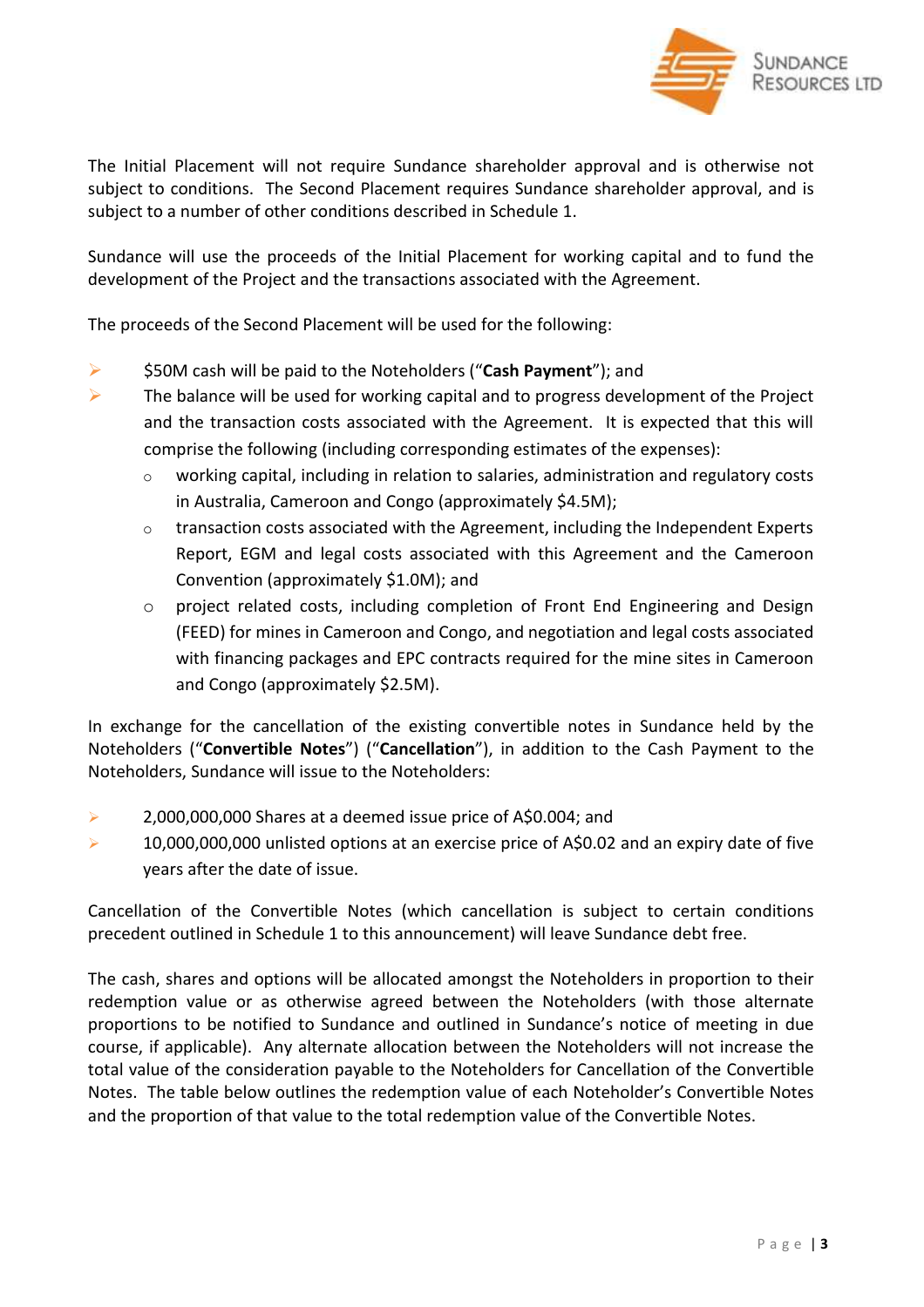The Initial Placement will not require Sundance shareholder approval and is otherwise not subject to conditions. The Second Placement requires Sundance shareholder approval, and is subject to a number of other conditions described in Schedule 1.

Sundance will use the proceeds of the Initial Placement for working capital and to fund the development of the Project and the transactions associated with the Agreement.

The proceeds of the Second Placement will be used for the following:

- $50M cash will be paid to the Noteholders ("**Cash Payment**"); and
- The balance will be used for working capital and to progress development of the Project and the transaction costs associated with the Agreement. It is expected that this will comprise the following (including corresponding estimates of the expenses):
  - working capital, including in relation to salaries, administration and regulatory costs in Australia, Cameroon and Congo (approximately $4.5M);
  - transaction costs associated with the Agreement, including the Independent Experts Report, EGM and legal costs associated with this Agreement and the Cameroon Convention (approximately $1.0M); and
  - project related costs, including completion of Front End Engineering and Design (FEED) for mines in Cameroon and Congo, and negotiation and legal costs associated with financing packages and EPC contracts required for the mine sites in Cameroon and Congo (approximately $2.5M).

In exchange for the cancellation of the existing convertible notes in Sundance held by the Noteholders ("**Convertible Notes**") ("**Cancellation**"), in addition to the Cash Payment to the Noteholders, Sundance will issue to the Noteholders:

- 2,000,000,000 Shares at a deemed issue price of A$0.004; and
- 10,000,000,000 unlisted options at an exercise price of A$0.02 and an expiry date of five years after the date of issue.

Cancellation of the Convertible Notes (which cancellation is subject to certain conditions precedent outlined in Schedule 1 to this announcement) will leave Sundance debt free.

The cash, shares and options will be allocated amongst the Noteholders in proportion to their redemption value or as otherwise agreed between the Noteholders (with those alternate proportions to be notified to Sundance and outlined in Sundance's notice of meeting in due course, if applicable). Any alternate allocation between the Noteholders will not increase the total value of the consideration payable to the Noteholders for Cancellation of the Convertible Notes. The table below outlines the redemption value of each Noteholder's Convertible Notes and the proportion of that value to the total redemption value of the Convertible Notes.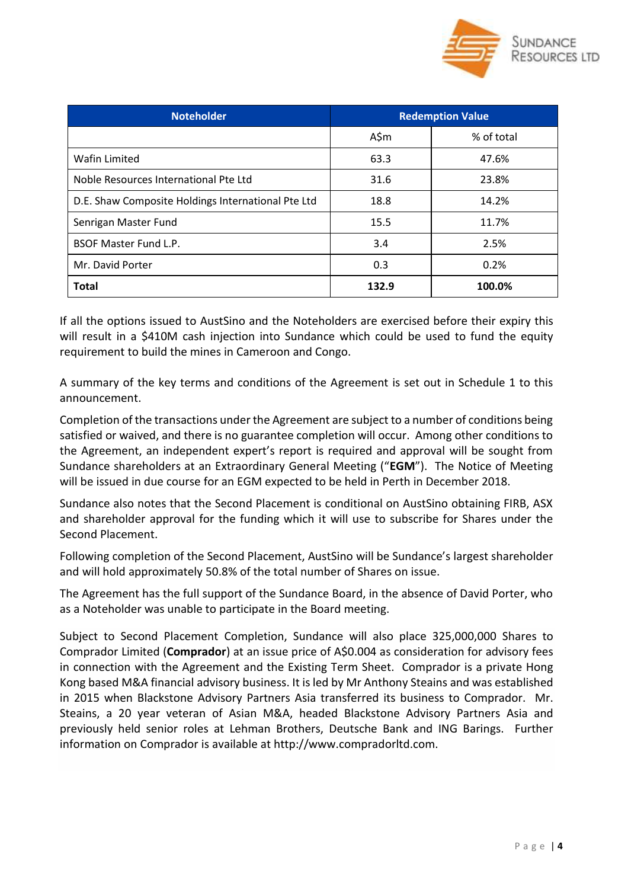| Noteholder | Redemption Value | |
|---|---|---|
| | A$m | % of total |
| Wafin Limited | 63.3 | 47.6% |
| Noble Resources International Pte Ltd | 31.6 | 23.8% |
| D.E. Shaw Composite Holdings International Pte Ltd | 18.8 | 14.2% |
| Senrigan Master Fund | 15.5 | 11.7% |
| BSOF Master Fund L.P. | 3.4 | 2.5% |
| Mr. David Porter | 0.3 | 0.2% |
| **Total** | **132.9** | **100.0%** |

If all the options issued to AustSino and the Noteholders are exercised before their expiry this will result in a $410M cash injection into Sundance which could be used to fund the equity requirement to build the mines in Cameroon and Congo.

A summary of the key terms and conditions of the Agreement is set out in Schedule 1 to this announcement.

Completion of the transactions under the Agreement are subject to a number of conditions being satisfied or waived, and there is no guarantee completion will occur. Among other conditions to the Agreement, an independent expert's report is required and approval will be sought from Sundance shareholders at an Extraordinary General Meeting ("**EGM**"). The Notice of Meeting will be issued in due course for an EGM expected to be held in Perth in December 2018.

Sundance also notes that the Second Placement is conditional on AustSino obtaining FIRB, ASX and shareholder approval for the funding which it will use to subscribe for Shares under the Second Placement.

Following completion of the Second Placement, AustSino will be Sundance's largest shareholder and will hold approximately 50.8% of the total number of Shares on issue.

The Agreement has the full support of the Sundance Board, in the absence of David Porter, who as a Noteholder was unable to participate in the Board meeting.

Subject to Second Placement Completion, Sundance will also place 325,000,000 Shares to Comprador Limited (**Comprador**) at an issue price of A$0.004 as consideration for advisory fees in connection with the Agreement and the Existing Term Sheet. Comprador is a private Hong Kong based M&A financial advisory business. It is led by Mr Anthony Steains and was established in 2015 when Blackstone Advisory Partners Asia transferred its business to Comprador. Mr. Steains, a 20 year veteran of Asian M&A, headed Blackstone Advisory Partners Asia and previously held senior roles at Lehman Brothers, Deutsche Bank and ING Barings. Further information on Comprador is available at http://www.compradorltd.com.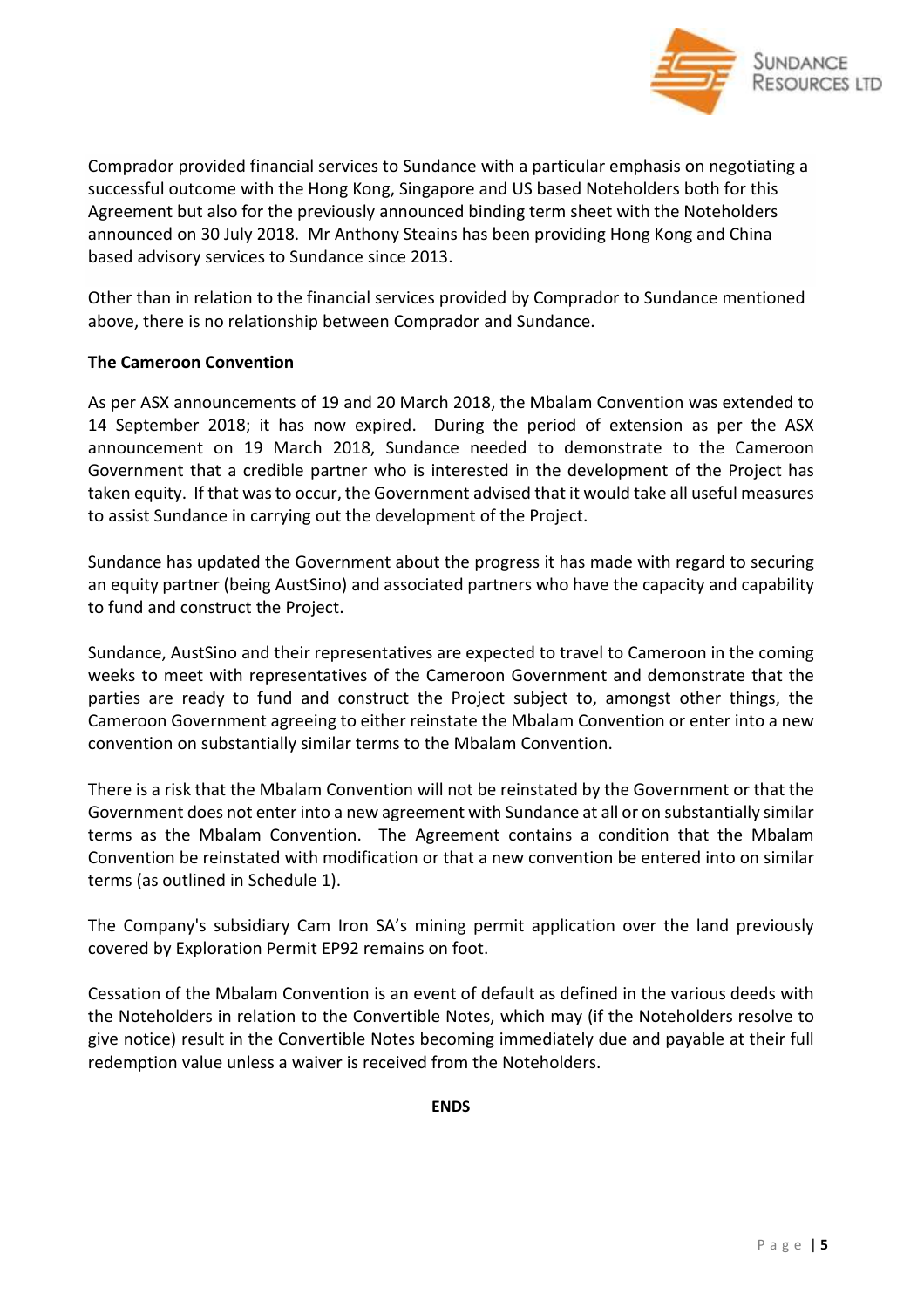Comprador provided financial services to Sundance with a particular emphasis on negotiating a successful outcome with the Hong Kong, Singapore and US based Noteholders both for this Agreement but also for the previously announced binding term sheet with the Noteholders announced on 30 July 2018. Mr Anthony Steains has been providing Hong Kong and China based advisory services to Sundance since 2013.

Other than in relation to the financial services provided by Comprador to Sundance mentioned above, there is no relationship between Comprador and Sundance.

**The Cameroon Convention**

As per ASX announcements of 19 and 20 March 2018, the Mbalam Convention was extended to 14 September 2018; it has now expired. During the period of extension as per the ASX announcement on 19 March 2018, Sundance needed to demonstrate to the Cameroon Government that a credible partner who is interested in the development of the Project has taken equity. If that was to occur, the Government advised that it would take all useful measures to assist Sundance in carrying out the development of the Project.

Sundance has updated the Government about the progress it has made with regard to securing an equity partner (being AustSino) and associated partners who have the capacity and capability to fund and construct the Project.

Sundance, AustSino and their representatives are expected to travel to Cameroon in the coming weeks to meet with representatives of the Cameroon Government and demonstrate that the parties are ready to fund and construct the Project subject to, amongst other things, the Cameroon Government agreeing to either reinstate the Mbalam Convention or enter into a new convention on substantially similar terms to the Mbalam Convention.

There is a risk that the Mbalam Convention will not be reinstated by the Government or that the Government does not enter into a new agreement with Sundance at all or on substantially similar terms as the Mbalam Convention. The Agreement contains a condition that the Mbalam Convention be reinstated with modification or that a new convention be entered into on similar terms (as outlined in Schedule 1).

The Company's subsidiary Cam Iron SA's mining permit application over the land previously covered by Exploration Permit EP92 remains on foot.

Cessation of the Mbalam Convention is an event of default as defined in the various deeds with the Noteholders in relation to the Convertible Notes, which may (if the Noteholders resolve to give notice) result in the Convertible Notes becoming immediately due and payable at their full redemption value unless a waiver is received from the Noteholders.

**ENDS**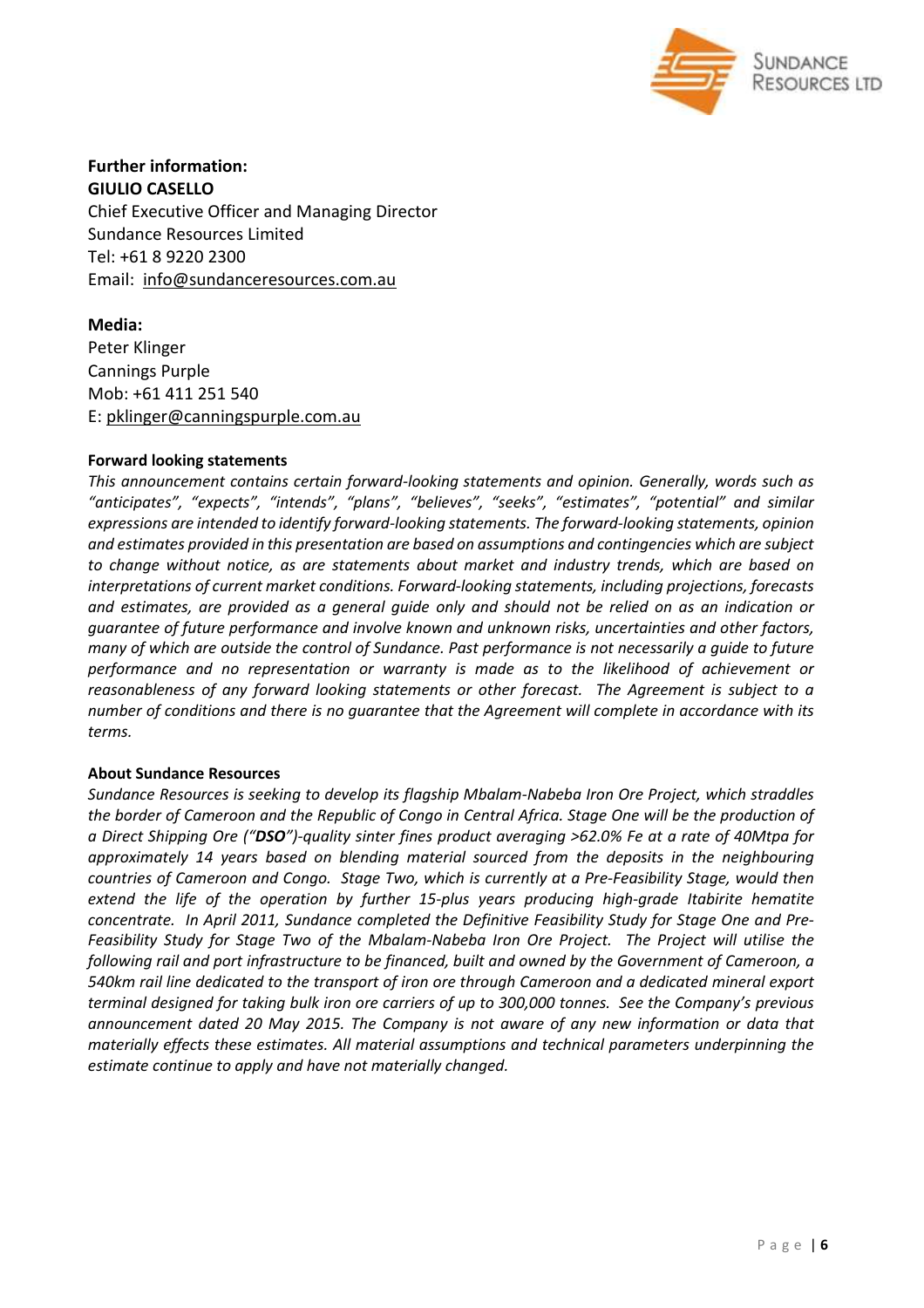**Further information:**
**GIULIO CASELLO**
Chief Executive Officer and Managing Director
Sundance Resources Limited
Tel: +61 8 9220 2300
Email: info@sundanceresources.com.au

**Media:**
Peter Klinger
Cannings Purple
Mob: +61 411 251 540
E: pklinger@canningspurple.com.au

**Forward looking statements**

*This announcement contains certain forward-looking statements and opinion. Generally, words such as "anticipates", "expects", "intends", "plans", "believes", "seeks", "estimates", "potential" and similar expressions are intended to identify forward-looking statements. The forward-looking statements, opinion and estimates provided in this presentation are based on assumptions and contingencies which are subject to change without notice, as are statements about market and industry trends, which are based on interpretations of current market conditions. Forward-looking statements, including projections, forecasts and estimates, are provided as a general guide only and should not be relied on as an indication or guarantee of future performance and involve known and unknown risks, uncertainties and other factors, many of which are outside the control of Sundance. Past performance is not necessarily a guide to future performance and no representation or warranty is made as to the likelihood of achievement or reasonableness of any forward looking statements or other forecast. The Agreement is subject to a number of conditions and there is no guarantee that the Agreement will complete in accordance with its terms.*

**About Sundance Resources**

*Sundance Resources is seeking to develop its flagship Mbalam-Nabeba Iron Ore Project, which straddles the border of Cameroon and the Republic of Congo in Central Africa. Stage One will be the production of a Direct Shipping Ore ("**DSO**")-quality sinter fines product averaging >62.0% Fe at a rate of 40Mtpa for approximately 14 years based on blending material sourced from the deposits in the neighbouring countries of Cameroon and Congo. Stage Two, which is currently at a Pre-Feasibility Stage, would then extend the life of the operation by further 15-plus years producing high-grade Itabirite hematite concentrate. In April 2011, Sundance completed the Definitive Feasibility Study for Stage One and Pre-Feasibility Study for Stage Two of the Mbalam-Nabeba Iron Ore Project. The Project will utilise the following rail and port infrastructure to be financed, built and owned by the Government of Cameroon, a 540km rail line dedicated to the transport of iron ore through Cameroon and a dedicated mineral export terminal designed for taking bulk iron ore carriers of up to 300,000 tonnes. See the Company's previous announcement dated 20 May 2015. The Company is not aware of any new information or data that materially effects these estimates. All material assumptions and technical parameters underpinning the estimate continue to apply and have not materially changed.*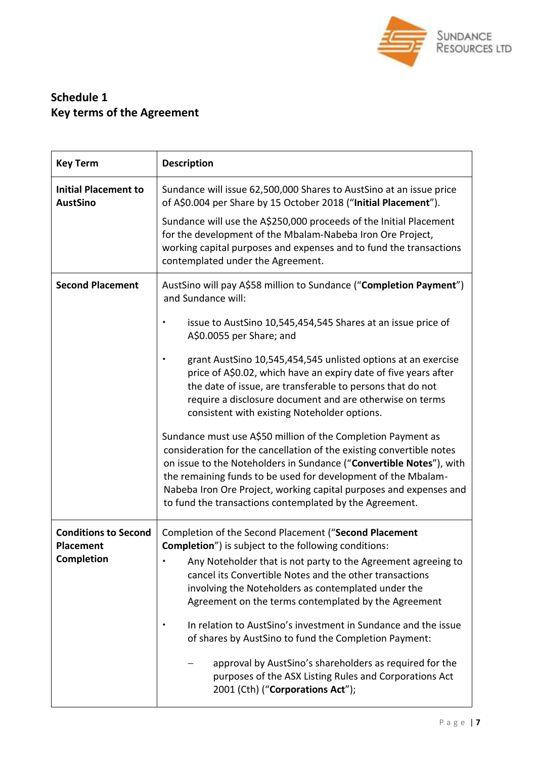## Schedule 1
## Key terms of the Agreement

| Key Term | Description |
| --- | --- |
| **Initial Placement to AustSino** | Sundance will issue 62,500,000 Shares to AustSino at an issue price of A$0.004 per Share by 15 October 2018 ("**Initial Placement**").<br><br>Sundance will use the A$250,000 proceeds of the Initial Placement for the development of the Mbalam-Nabeba Iron Ore Project, working capital purposes and expenses and to fund the transactions contemplated under the Agreement. |
| **Second Placement** | AustSino will pay A$58 million to Sundance ("**Completion Payment**") and Sundance will:<br><br>• issue to AustSino 10,545,454,545 Shares at an issue price of A$0.0055 per Share; and<br><br>• grant AustSino 10,545,454,545 unlisted options at an exercise price of A$0.02, which have an expiry date of five years after the date of issue, are transferable to persons that do not require a disclosure document and are otherwise on terms consistent with existing Noteholder options.<br><br>Sundance must use A$50 million of the Completion Payment as consideration for the cancellation of the existing convertible notes on issue to the Noteholders in Sundance ("**Convertible Notes**"), with the remaining funds to be used for development of the Mbalam-Nabeba Iron Ore Project, working capital purposes and expenses and to fund the transactions contemplated by the Agreement. |
| **Conditions to Second Placement Completion** | Completion of the Second Placement ("**Second Placement Completion**") is subject to the following conditions:<br><br>• Any Noteholder that is not party to the Agreement agreeing to cancel its Convertible Notes and the other transactions involving the Noteholders as contemplated under the Agreement on the terms contemplated by the Agreement<br><br>• In relation to AustSino's investment in Sundance and the issue of shares by AustSino to fund the Completion Payment:<br><br>– approval by AustSino's shareholders as required for the purposes of the ASX Listing Rules and Corporations Act 2001 (Cth) ("**Corporations Act**"); |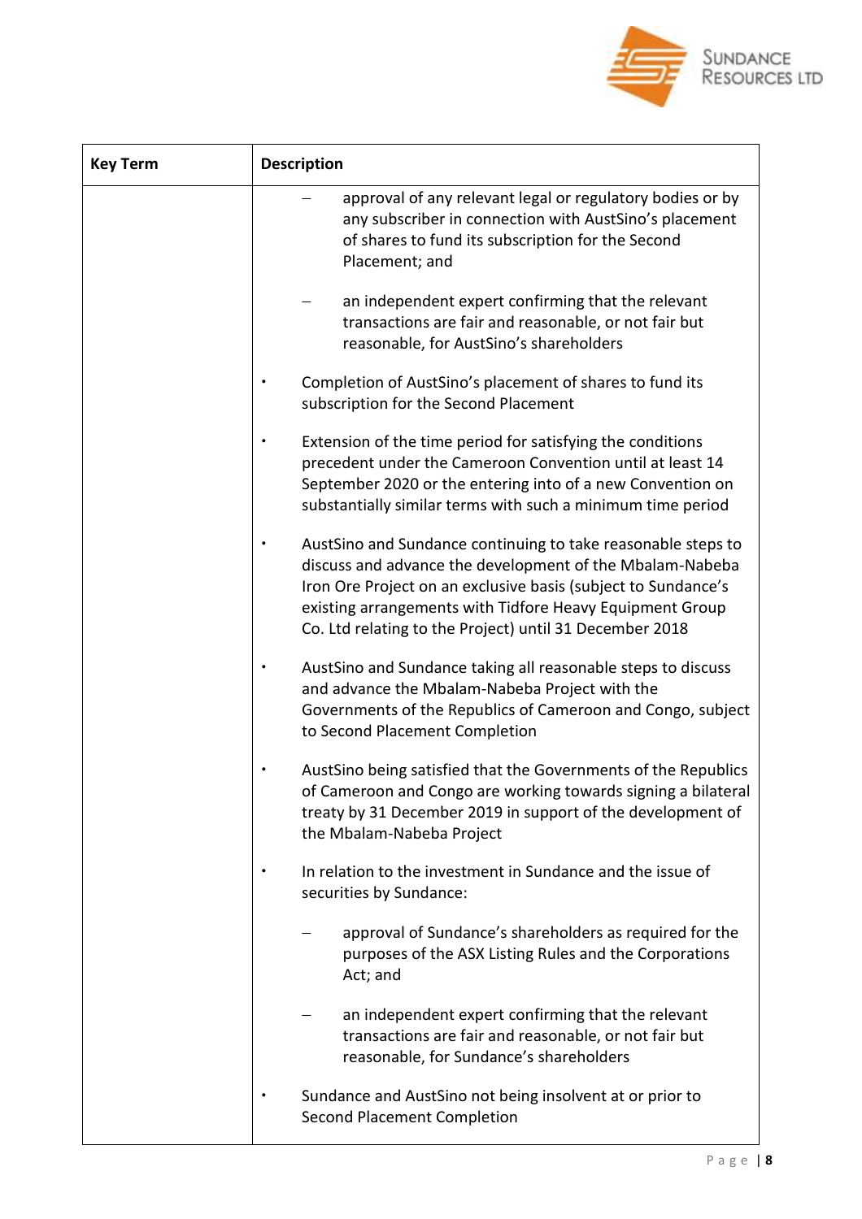| Key Term | Description |
| --- | --- |
| | – approval of any relevant legal or regulatory bodies or by any subscriber in connection with AustSino's placement of shares to fund its subscription for the Second Placement; and<br><br>– an independent expert confirming that the relevant transactions are fair and reasonable, or not fair but reasonable, for AustSino's shareholders<br><br>• Completion of AustSino's placement of shares to fund its subscription for the Second Placement<br><br>• Extension of the time period for satisfying the conditions precedent under the Cameroon Convention until at least 14 September 2020 or the entering into of a new Convention on substantially similar terms with such a minimum time period<br><br>• AustSino and Sundance continuing to take reasonable steps to discuss and advance the development of the Mbalam-Nabeba Iron Ore Project on an exclusive basis (subject to Sundance's existing arrangements with Tidfore Heavy Equipment Group Co. Ltd relating to the Project) until 31 December 2018<br><br>• AustSino and Sundance taking all reasonable steps to discuss and advance the Mbalam-Nabeba Project with the Governments of the Republics of Cameroon and Congo, subject to Second Placement Completion<br><br>• AustSino being satisfied that the Governments of the Republics of Cameroon and Congo are working towards signing a bilateral treaty by 31 December 2019 in support of the development of the Mbalam-Nabeba Project<br><br>• In relation to the investment in Sundance and the issue of securities by Sundance:<br><br>– approval of Sundance's shareholders as required for the purposes of the ASX Listing Rules and the Corporations Act; and<br><br>– an independent expert confirming that the relevant transactions are fair and reasonable, or not fair but reasonable, for Sundance's shareholders<br><br>• Sundance and AustSino not being insolvent at or prior to Second Placement Completion |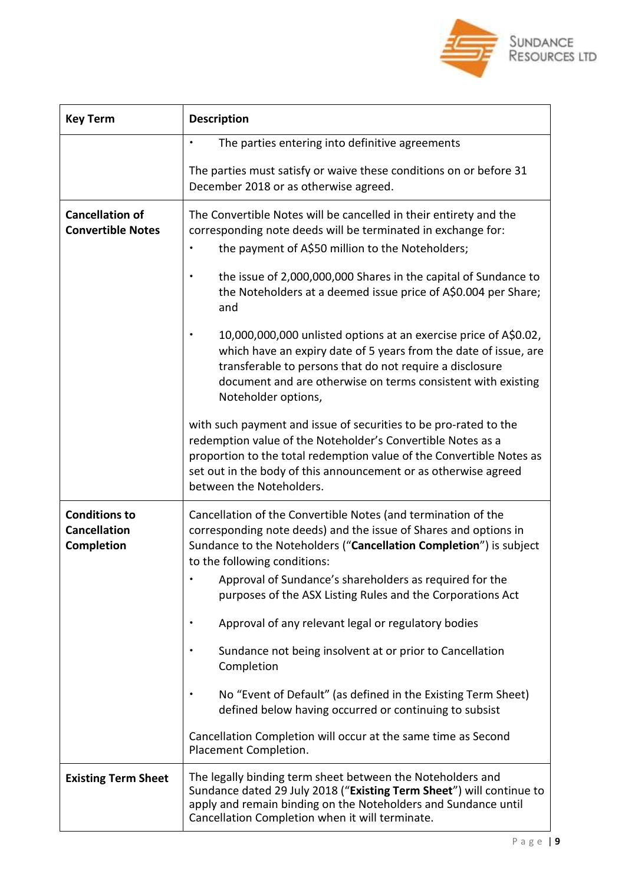| Key Term | Description |
|---|---|
| | • The parties entering into definitive agreements<br><br>The parties must satisfy or waive these conditions on or before 31 December 2018 or as otherwise agreed. |
| **Cancellation of Convertible Notes** | The Convertible Notes will be cancelled in their entirety and the corresponding note deeds will be terminated in exchange for:<br>• the payment of A$50 million to the Noteholders;<br>• the issue of 2,000,000,000 Shares in the capital of Sundance to the Noteholders at a deemed issue price of A$0.004 per Share; and<br>• 10,000,000,000 unlisted options at an exercise price of A$0.02, which have an expiry date of 5 years from the date of issue, are transferable to persons that do not require a disclosure document and are otherwise on terms consistent with existing Noteholder options,<br><br>with such payment and issue of securities to be pro-rated to the redemption value of the Noteholder's Convertible Notes as a proportion to the total redemption value of the Convertible Notes as set out in the body of this announcement or as otherwise agreed between the Noteholders. |
| **Conditions to Cancellation Completion** | Cancellation of the Convertible Notes (and termination of the corresponding note deeds) and the issue of Shares and options in Sundance to the Noteholders ("**Cancellation Completion**") is subject to the following conditions:<br>• Approval of Sundance's shareholders as required for the purposes of the ASX Listing Rules and the Corporations Act<br>• Approval of any relevant legal or regulatory bodies<br>• Sundance not being insolvent at or prior to Cancellation Completion<br>• No "Event of Default" (as defined in the Existing Term Sheet) defined below having occurred or continuing to subsist<br><br>Cancellation Completion will occur at the same time as Second Placement Completion. |
| **Existing Term Sheet** | The legally binding term sheet between the Noteholders and Sundance dated 29 July 2018 ("**Existing Term Sheet**") will continue to apply and remain binding on the Noteholders and Sundance until Cancellation Completion when it will terminate. |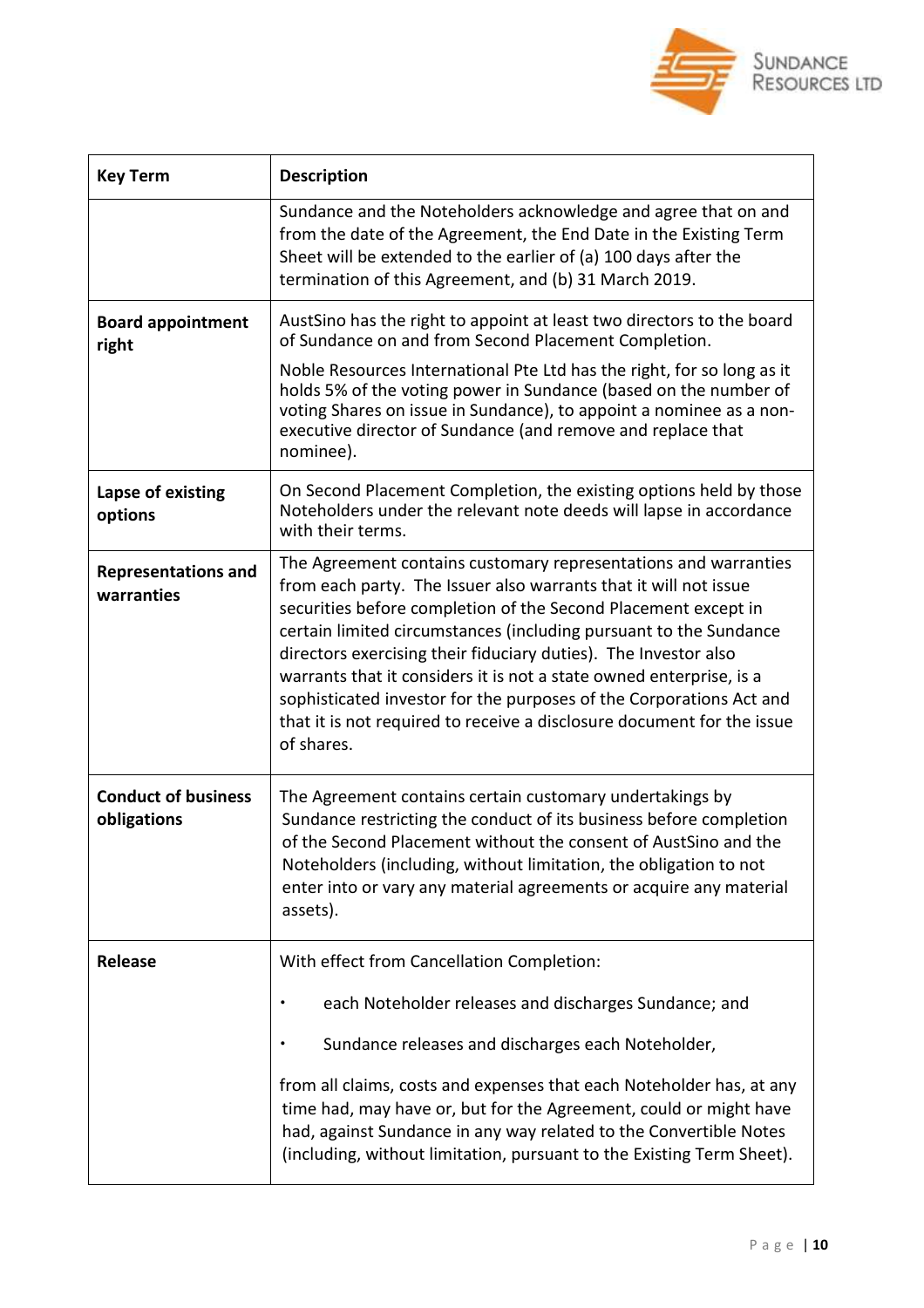| Key Term | Description |
| --- | --- |
| | Sundance and the Noteholders acknowledge and agree that on and from the date of the Agreement, the End Date in the Existing Term Sheet will be extended to the earlier of (a) 100 days after the termination of this Agreement, and (b) 31 March 2019. |
| **Board appointment right** | AustSino has the right to appoint at least two directors to the board of Sundance on and from Second Placement Completion.<br><br>Noble Resources International Pte Ltd has the right, for so long as it holds 5% of the voting power in Sundance (based on the number of voting Shares on issue in Sundance), to appoint a nominee as a non-executive director of Sundance (and remove and replace that nominee). |
| **Lapse of existing options** | On Second Placement Completion, the existing options held by those Noteholders under the relevant note deeds will lapse in accordance with their terms. |
| **Representations and warranties** | The Agreement contains customary representations and warranties from each party. The Issuer also warrants that it will not issue securities before completion of the Second Placement except in certain limited circumstances (including pursuant to the Sundance directors exercising their fiduciary duties). The Investor also warrants that it considers it is not a state owned enterprise, is a sophisticated investor for the purposes of the Corporations Act and that it is not required to receive a disclosure document for the issue of shares. |
| **Conduct of business obligations** | The Agreement contains certain customary undertakings by Sundance restricting the conduct of its business before completion of the Second Placement without the consent of AustSino and the Noteholders (including, without limitation, the obligation to not enter into or vary any material agreements or acquire any material assets). |
| **Release** | With effect from Cancellation Completion:<br><br>• each Noteholder releases and discharges Sundance; and<br><br>• Sundance releases and discharges each Noteholder,<br><br>from all claims, costs and expenses that each Noteholder has, at any time had, may have or, but for the Agreement, could or might have had, against Sundance in any way related to the Convertible Notes (including, without limitation, pursuant to the Existing Term Sheet). |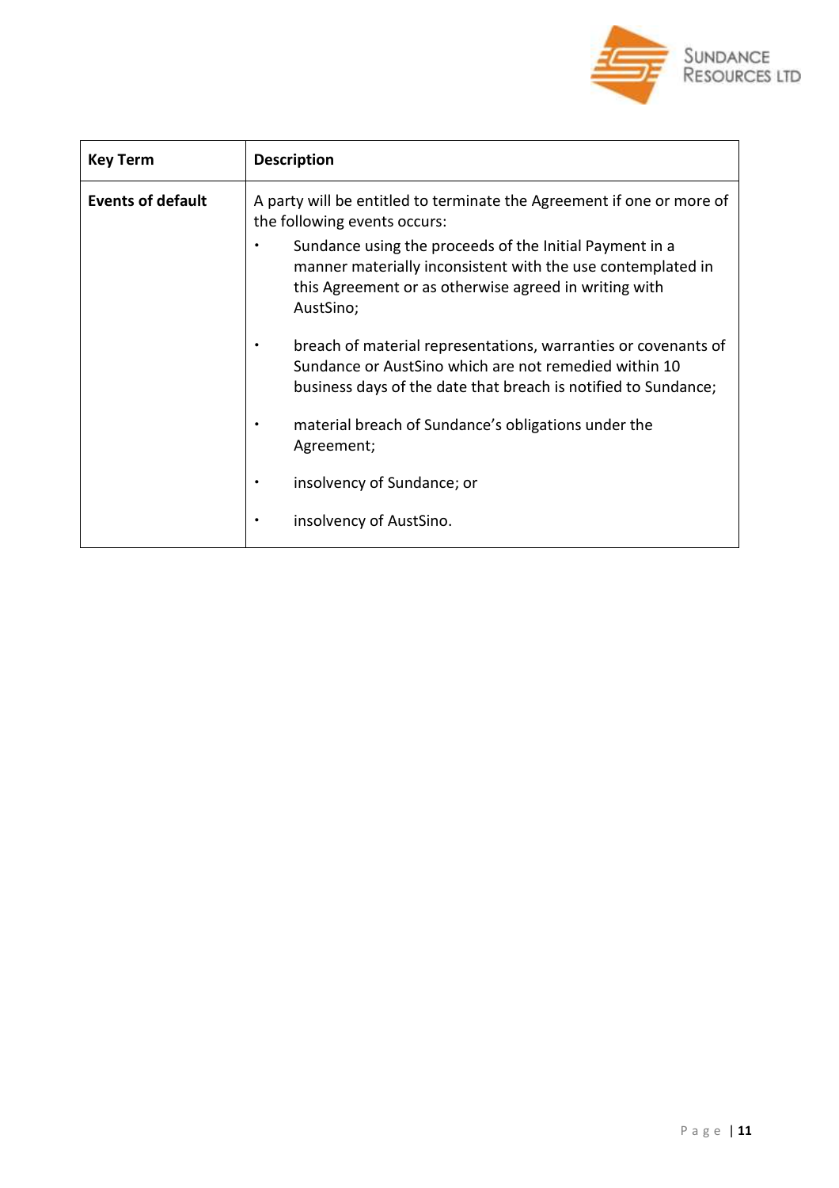| Key Term | Description |
| --- | --- |
| **Events of default** | A party will be entitled to terminate the Agreement if one or more of the following events occurs:<br>• Sundance using the proceeds of the Initial Payment in a manner materially inconsistent with the use contemplated in this Agreement or as otherwise agreed in writing with AustSino;<br>• breach of material representations, warranties or covenants of Sundance or AustSino which are not remedied within 10 business days of the date that breach is notified to Sundance;<br>• material breach of Sundance's obligations under the Agreement;<br>• insolvency of Sundance; or<br>• insolvency of AustSino. |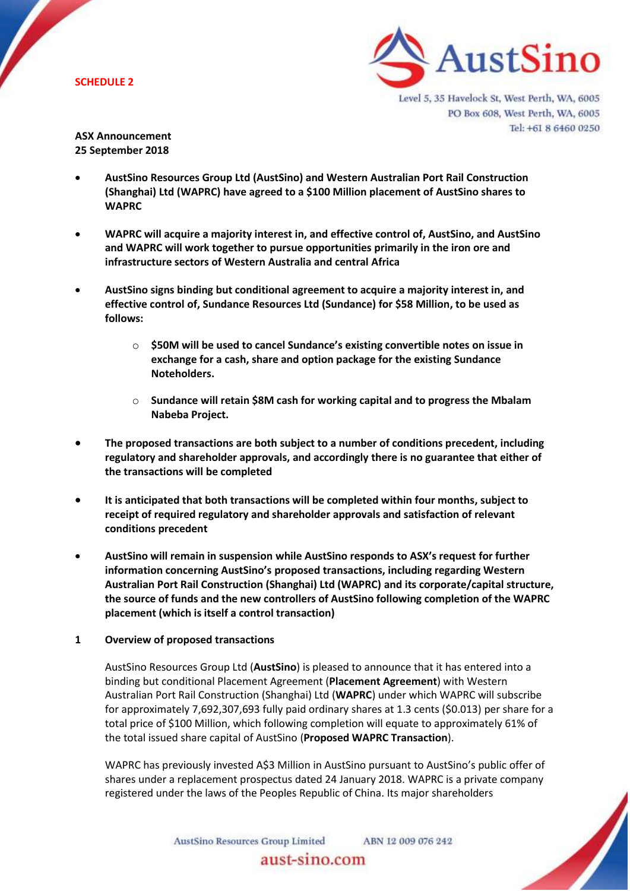**SCHEDULE 2**

Level 5, 35 Havelock St, West Perth, WA, 6005
PO Box 608, West Perth, WA, 6005
Tel: +61 8 6460 0250

**ASX Announcement**
**25 September 2018**

- **AustSino Resources Group Ltd (AustSino) and Western Australian Port Rail Construction (Shanghai) Ltd (WAPRC) have agreed to a $100 Million placement of AustSino shares to WAPRC**

- **WAPRC will acquire a majority interest in, and effective control of, AustSino, and AustSino and WAPRC will work together to pursue opportunities primarily in the iron ore and infrastructure sectors of Western Australia and central Africa**

- **AustSino signs binding but conditional agreement to acquire a majority interest in, and effective control of, Sundance Resources Ltd (Sundance) for $58 Million, to be used as follows:**

    - **$50M will be used to cancel Sundance's existing convertible notes on issue in exchange for a cash, share and option package for the existing Sundance Noteholders.**

    - **Sundance will retain $8M cash for working capital and to progress the Mbalam Nabeba Project.**

- **The proposed transactions are both subject to a number of conditions precedent, including regulatory and shareholder approvals, and accordingly there is no guarantee that either of the transactions will be completed**

- **It is anticipated that both transactions will be completed within four months, subject to receipt of required regulatory and shareholder approvals and satisfaction of relevant conditions precedent**

- **AustSino will remain in suspension while AustSino responds to ASX's request for further information concerning AustSino's proposed transactions, including regarding Western Australian Port Rail Construction (Shanghai) Ltd (WAPRC) and its corporate/capital structure, the source of funds and the new controllers of AustSino following completion of the WAPRC placement (which is itself a control transaction)**

## 1 Overview of proposed transactions

AustSino Resources Group Ltd (**AustSino**) is pleased to announce that it has entered into a binding but conditional Placement Agreement (**Placement Agreement**) with Western Australian Port Rail Construction (Shanghai) Ltd (**WAPRC**) under which WAPRC will subscribe for approximately 7,692,307,693 fully paid ordinary shares at 1.3 cents ($0.013) per share for a total price of $100 Million, which following completion will equate to approximately 61% of the total issued share capital of AustSino (**Proposed WAPRC Transaction**).

WAPRC has previously invested A$3 Million in AustSino pursuant to AustSino's public offer of shares under a replacement prospectus dated 24 January 2018. WAPRC is a private company registered under the laws of the Peoples Republic of China. Its major shareholders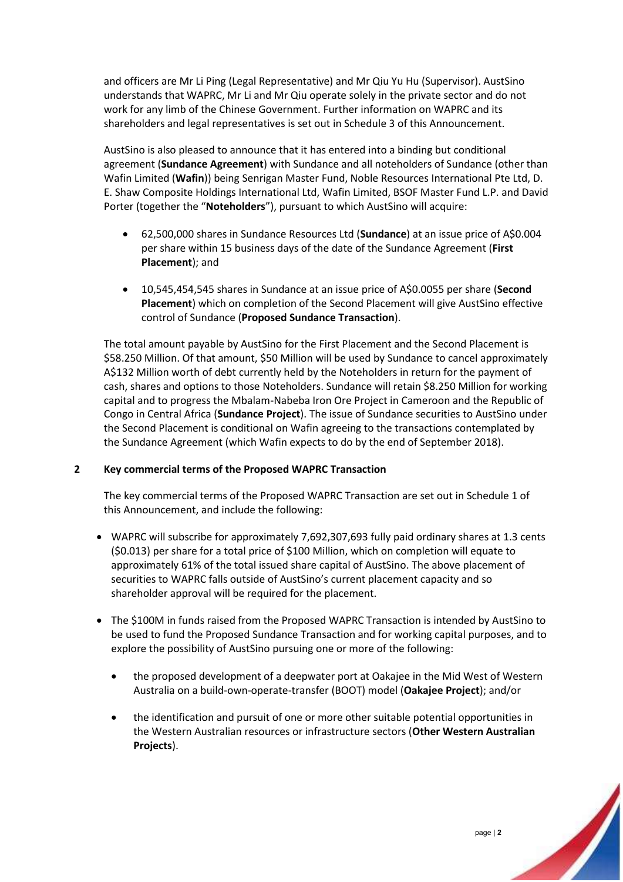and officers are Mr Li Ping (Legal Representative) and Mr Qiu Yu Hu (Supervisor). AustSino understands that WAPRC, Mr Li and Mr Qiu operate solely in the private sector and do not work for any limb of the Chinese Government. Further information on WAPRC and its shareholders and legal representatives is set out in Schedule 3 of this Announcement.

AustSino is also pleased to announce that it has entered into a binding but conditional agreement (**Sundance Agreement**) with Sundance and all noteholders of Sundance (other than Wafin Limited (**Wafin**)) being Senrigan Master Fund, Noble Resources International Pte Ltd, D. E. Shaw Composite Holdings International Ltd, Wafin Limited, BSOF Master Fund L.P. and David Porter (together the "**Noteholders**"), pursuant to which AustSino will acquire:

- 62,500,000 shares in Sundance Resources Ltd (**Sundance**) at an issue price of A$0.004 per share within 15 business days of the date of the Sundance Agreement (**First Placement**); and
- 10,545,454,545 shares in Sundance at an issue price of A$0.0055 per share (**Second Placement**) which on completion of the Second Placement will give AustSino effective control of Sundance (**Proposed Sundance Transaction**).

The total amount payable by AustSino for the First Placement and the Second Placement is $58.250 Million. Of that amount, $50 Million will be used by Sundance to cancel approximately A$132 Million worth of debt currently held by the Noteholders in return for the payment of cash, shares and options to those Noteholders. Sundance will retain $8.250 Million for working capital and to progress the Mbalam-Nabeba Iron Ore Project in Cameroon and the Republic of Congo in Central Africa (**Sundance Project**). The issue of Sundance securities to AustSino under the Second Placement is conditional on Wafin agreeing to the transactions contemplated by the Sundance Agreement (which Wafin expects to do by the end of September 2018).

## 2 Key commercial terms of the Proposed WAPRC Transaction

The key commercial terms of the Proposed WAPRC Transaction are set out in Schedule 1 of this Announcement, and include the following:

- WAPRC will subscribe for approximately 7,692,307,693 fully paid ordinary shares at 1.3 cents ($0.013) per share for a total price of $100 Million, which on completion will equate to approximately 61% of the total issued share capital of AustSino. The above placement of securities to WAPRC falls outside of AustSino's current placement capacity and so shareholder approval will be required for the placement.
- The $100M in funds raised from the Proposed WAPRC Transaction is intended by AustSino to be used to fund the Proposed Sundance Transaction and for working capital purposes, and to explore the possibility of AustSino pursuing one or more of the following:
  - the proposed development of a deepwater port at Oakajee in the Mid West of Western Australia on a build-own-operate-transfer (BOOT) model (**Oakajee Project**); and/or
  - the identification and pursuit of one or more other suitable potential opportunities in the Western Australian resources or infrastructure sectors (**Other Western Australian Projects**).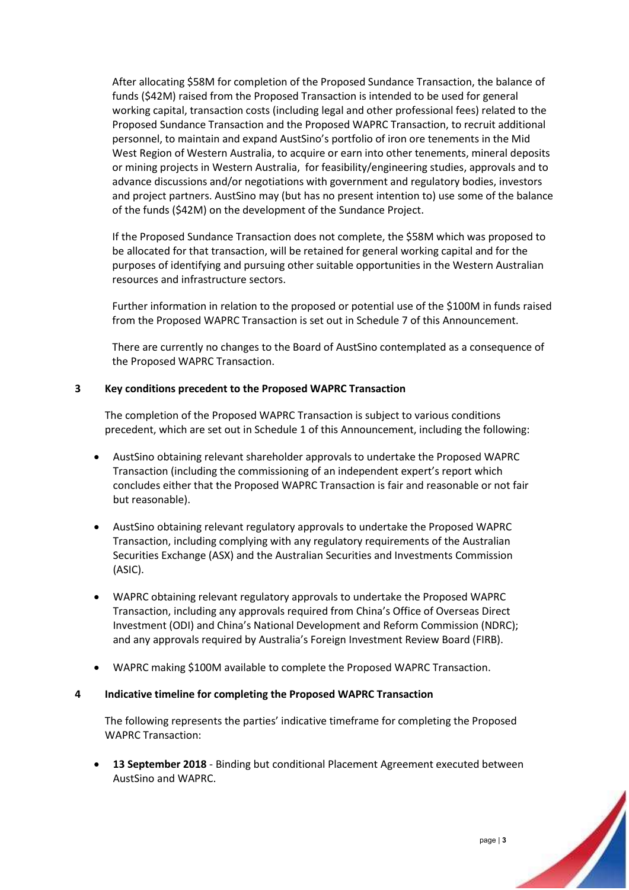After allocating \$58M for completion of the Proposed Sundance Transaction, the balance of funds (\$42M) raised from the Proposed Transaction is intended to be used for general working capital, transaction costs (including legal and other professional fees) related to the Proposed Sundance Transaction and the Proposed WAPRC Transaction, to recruit additional personnel, to maintain and expand AustSino's portfolio of iron ore tenements in the Mid West Region of Western Australia, to acquire or earn into other tenements, mineral deposits or mining projects in Western Australia, for feasibility/engineering studies, approvals and to advance discussions and/or negotiations with government and regulatory bodies, investors and project partners. AustSino may (but has no present intention to) use some of the balance of the funds (\$42M) on the development of the Sundance Project.

If the Proposed Sundance Transaction does not complete, the \$58M which was proposed to be allocated for that transaction, will be retained for general working capital and for the purposes of identifying and pursuing other suitable opportunities in the Western Australian resources and infrastructure sectors.

Further information in relation to the proposed or potential use of the \$100M in funds raised from the Proposed WAPRC Transaction is set out in Schedule 7 of this Announcement.

There are currently no changes to the Board of AustSino contemplated as a consequence of the Proposed WAPRC Transaction.

## 3 Key conditions precedent to the Proposed WAPRC Transaction

The completion of the Proposed WAPRC Transaction is subject to various conditions precedent, which are set out in Schedule 1 of this Announcement, including the following:

- AustSino obtaining relevant shareholder approvals to undertake the Proposed WAPRC Transaction (including the commissioning of an independent expert's report which concludes either that the Proposed WAPRC Transaction is fair and reasonable or not fair but reasonable).
- AustSino obtaining relevant regulatory approvals to undertake the Proposed WAPRC Transaction, including complying with any regulatory requirements of the Australian Securities Exchange (ASX) and the Australian Securities and Investments Commission (ASIC).
- WAPRC obtaining relevant regulatory approvals to undertake the Proposed WAPRC Transaction, including any approvals required from China's Office of Overseas Direct Investment (ODI) and China's National Development and Reform Commission (NDRC); and any approvals required by Australia's Foreign Investment Review Board (FIRB).
- WAPRC making \$100M available to complete the Proposed WAPRC Transaction.

## 4 Indicative timeline for completing the Proposed WAPRC Transaction

The following represents the parties' indicative timeframe for completing the Proposed WAPRC Transaction:

- **13 September 2018** - Binding but conditional Placement Agreement executed between AustSino and WAPRC.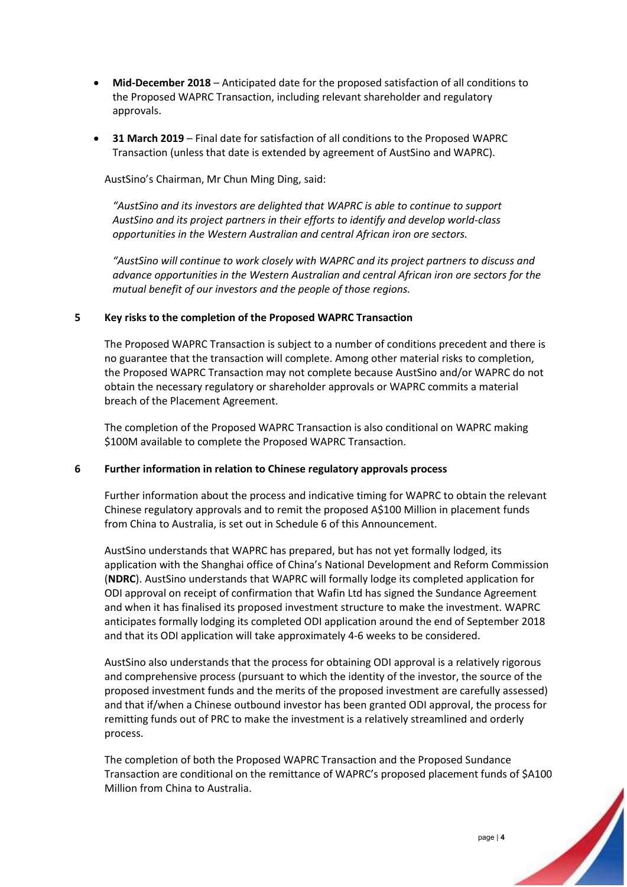- **Mid-December 2018** – Anticipated date for the proposed satisfaction of all conditions to the Proposed WAPRC Transaction, including relevant shareholder and regulatory approvals.
- **31 March 2019** – Final date for satisfaction of all conditions to the Proposed WAPRC Transaction (unless that date is extended by agreement of AustSino and WAPRC).

AustSino's Chairman, Mr Chun Ming Ding, said:

*"AustSino and its investors are delighted that WAPRC is able to continue to support AustSino and its project partners in their efforts to identify and develop world-class opportunities in the Western Australian and central African iron ore sectors.*

*"AustSino will continue to work closely with WAPRC and its project partners to discuss and advance opportunities in the Western Australian and central African iron ore sectors for the mutual benefit of our investors and the people of those regions.*

## 5 Key risks to the completion of the Proposed WAPRC Transaction

The Proposed WAPRC Transaction is subject to a number of conditions precedent and there is no guarantee that the transaction will complete. Among other material risks to completion, the Proposed WAPRC Transaction may not complete because AustSino and/or WAPRC do not obtain the necessary regulatory or shareholder approvals or WAPRC commits a material breach of the Placement Agreement.

The completion of the Proposed WAPRC Transaction is also conditional on WAPRC making $100M available to complete the Proposed WAPRC Transaction.

## 6 Further information in relation to Chinese regulatory approvals process

Further information about the process and indicative timing for WAPRC to obtain the relevant Chinese regulatory approvals and to remit the proposed A$100 Million in placement funds from China to Australia, is set out in Schedule 6 of this Announcement.

AustSino understands that WAPRC has prepared, but has not yet formally lodged, its application with the Shanghai office of China's National Development and Reform Commission (**NDRC**). AustSino understands that WAPRC will formally lodge its completed application for ODI approval on receipt of confirmation that Wafin Ltd has signed the Sundance Agreement and when it has finalised its proposed investment structure to make the investment. WAPRC anticipates formally lodging its completed ODI application around the end of September 2018 and that its ODI application will take approximately 4-6 weeks to be considered.

AustSino also understands that the process for obtaining ODI approval is a relatively rigorous and comprehensive process (pursuant to which the identity of the investor, the source of the proposed investment funds and the merits of the proposed investment are carefully assessed) and that if/when a Chinese outbound investor has been granted ODI approval, the process for remitting funds out of PRC to make the investment is a relatively streamlined and orderly process.

The completion of both the Proposed WAPRC Transaction and the Proposed Sundance Transaction are conditional on the remittance of WAPRC's proposed placement funds of $A100 Million from China to Australia.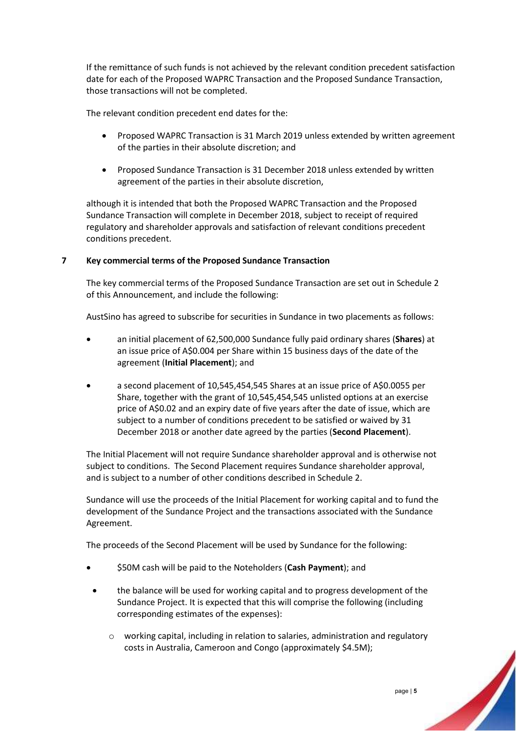If the remittance of such funds is not achieved by the relevant condition precedent satisfaction date for each of the Proposed WAPRC Transaction and the Proposed Sundance Transaction, those transactions will not be completed.

The relevant condition precedent end dates for the:

- Proposed WAPRC Transaction is 31 March 2019 unless extended by written agreement of the parties in their absolute discretion; and
- Proposed Sundance Transaction is 31 December 2018 unless extended by written agreement of the parties in their absolute discretion,

although it is intended that both the Proposed WAPRC Transaction and the Proposed Sundance Transaction will complete in December 2018, subject to receipt of required regulatory and shareholder approvals and satisfaction of relevant conditions precedent conditions precedent.

## 7 Key commercial terms of the Proposed Sundance Transaction

The key commercial terms of the Proposed Sundance Transaction are set out in Schedule 2 of this Announcement, and include the following:

AustSino has agreed to subscribe for securities in Sundance in two placements as follows:

- an initial placement of 62,500,000 Sundance fully paid ordinary shares (**Shares**) at an issue price of A$0.004 per Share within 15 business days of the date of the agreement (**Initial Placement**); and
- a second placement of 10,545,454,545 Shares at an issue price of A$0.0055 per Share, together with the grant of 10,545,454,545 unlisted options at an exercise price of A$0.02 and an expiry date of five years after the date of issue, which are subject to a number of conditions precedent to be satisfied or waived by 31 December 2018 or another date agreed by the parties (**Second Placement**).

The Initial Placement will not require Sundance shareholder approval and is otherwise not subject to conditions. The Second Placement requires Sundance shareholder approval, and is subject to a number of other conditions described in Schedule 2.

Sundance will use the proceeds of the Initial Placement for working capital and to fund the development of the Sundance Project and the transactions associated with the Sundance Agreement.

The proceeds of the Second Placement will be used by Sundance for the following:

- $50M cash will be paid to the Noteholders (**Cash Payment**); and
- the balance will be used for working capital and to progress development of the Sundance Project. It is expected that this will comprise the following (including corresponding estimates of the expenses):
  - working capital, including in relation to salaries, administration and regulatory costs in Australia, Cameroon and Congo (approximately $4.5M);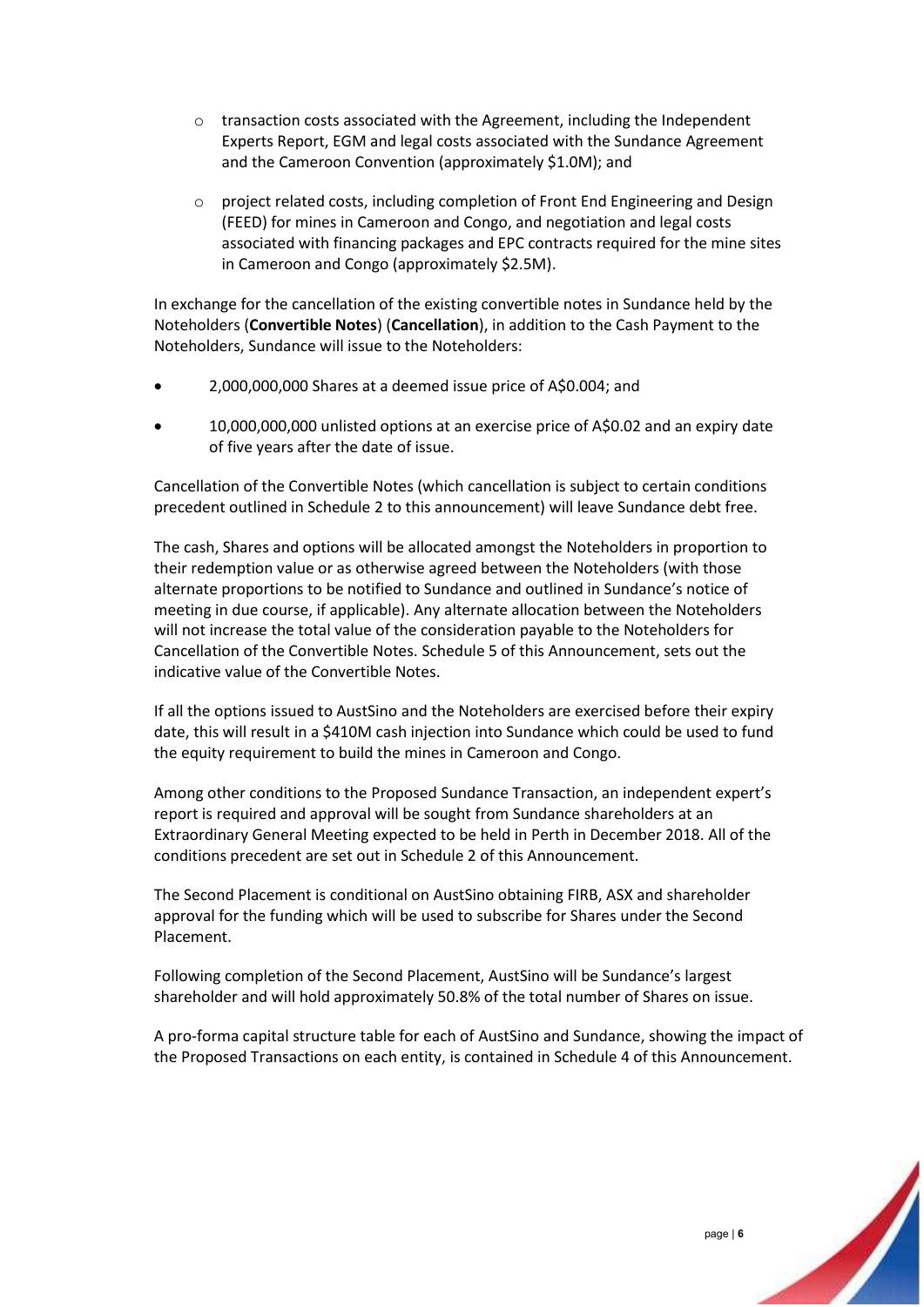- transaction costs associated with the Agreement, including the Independent Experts Report, EGM and legal costs associated with the Sundance Agreement and the Cameroon Convention (approximately $1.0M); and
- project related costs, including completion of Front End Engineering and Design (FEED) for mines in Cameroon and Congo, and negotiation and legal costs associated with financing packages and EPC contracts required for the mine sites in Cameroon and Congo (approximately $2.5M).

In exchange for the cancellation of the existing convertible notes in Sundance held by the Noteholders (**Convertible Notes**) (**Cancellation**), in addition to the Cash Payment to the Noteholders, Sundance will issue to the Noteholders:

- 2,000,000,000 Shares at a deemed issue price of A$0.004; and
- 10,000,000,000 unlisted options at an exercise price of A$0.02 and an expiry date of five years after the date of issue.

Cancellation of the Convertible Notes (which cancellation is subject to certain conditions precedent outlined in Schedule 2 to this announcement) will leave Sundance debt free.

The cash, Shares and options will be allocated amongst the Noteholders in proportion to their redemption value or as otherwise agreed between the Noteholders (with those alternate proportions to be notified to Sundance and outlined in Sundance's notice of meeting in due course, if applicable). Any alternate allocation between the Noteholders will not increase the total value of the consideration payable to the Noteholders for Cancellation of the Convertible Notes. Schedule 5 of this Announcement, sets out the indicative value of the Convertible Notes.

If all the options issued to AustSino and the Noteholders are exercised before their expiry date, this will result in a $410M cash injection into Sundance which could be used to fund the equity requirement to build the mines in Cameroon and Congo.

Among other conditions to the Proposed Sundance Transaction, an independent expert's report is required and approval will be sought from Sundance shareholders at an Extraordinary General Meeting expected to be held in Perth in December 2018. All of the conditions precedent are set out in Schedule 2 of this Announcement.

The Second Placement is conditional on AustSino obtaining FIRB, ASX and shareholder approval for the funding which will be used to subscribe for Shares under the Second Placement.

Following completion of the Second Placement, AustSino will be Sundance's largest shareholder and will hold approximately 50.8% of the total number of Shares on issue.

A pro-forma capital structure table for each of AustSino and Sundance, showing the impact of the Proposed Transactions on each entity, is contained in Schedule 4 of this Announcement.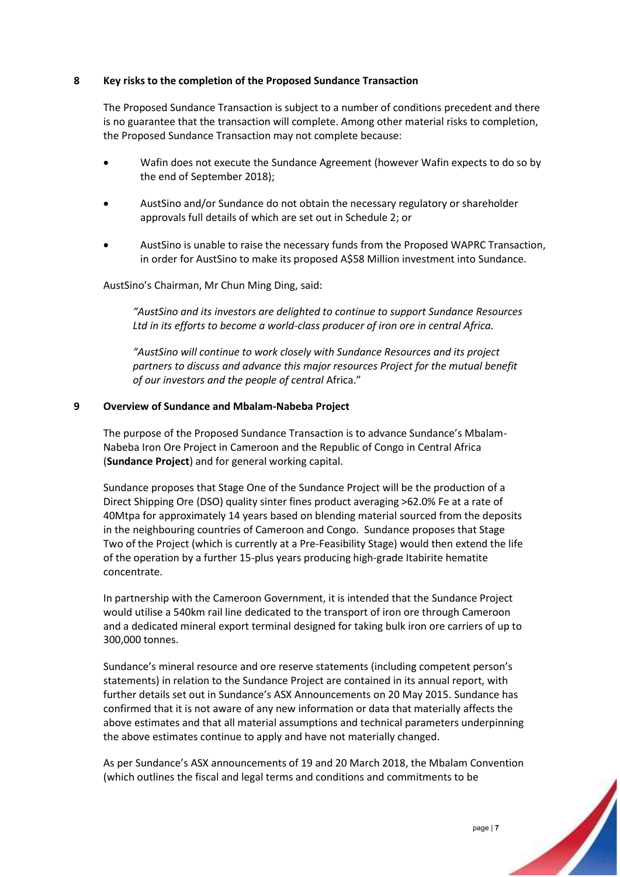## 8 Key risks to the completion of the Proposed Sundance Transaction

The Proposed Sundance Transaction is subject to a number of conditions precedent and there is no guarantee that the transaction will complete. Among other material risks to completion, the Proposed Sundance Transaction may not complete because:

- Wafin does not execute the Sundance Agreement (however Wafin expects to do so by the end of September 2018);
- AustSino and/or Sundance do not obtain the necessary regulatory or shareholder approvals full details of which are set out in Schedule 2; or
- AustSino is unable to raise the necessary funds from the Proposed WAPRC Transaction, in order for AustSino to make its proposed A$58 Million investment into Sundance.

AustSino's Chairman, Mr Chun Ming Ding, said:

> *"AustSino and its investors are delighted to continue to support Sundance Resources Ltd in its efforts to become a world-class producer of iron ore in central Africa.*
>
> *"AustSino will continue to work closely with Sundance Resources and its project partners to discuss and advance this major resources Project for the mutual benefit of our investors and the people of central* Africa."

## 9 Overview of Sundance and Mbalam-Nabeba Project

The purpose of the Proposed Sundance Transaction is to advance Sundance's Mbalam-Nabeba Iron Ore Project in Cameroon and the Republic of Congo in Central Africa (**Sundance Project**) and for general working capital.

Sundance proposes that Stage One of the Sundance Project will be the production of a Direct Shipping Ore (DSO) quality sinter fines product averaging >62.0% Fe at a rate of 40Mtpa for approximately 14 years based on blending material sourced from the deposits in the neighbouring countries of Cameroon and Congo. Sundance proposes that Stage Two of the Project (which is currently at a Pre-Feasibility Stage) would then extend the life of the operation by a further 15-plus years producing high-grade Itabirite hematite concentrate.

In partnership with the Cameroon Government, it is intended that the Sundance Project would utilise a 540km rail line dedicated to the transport of iron ore through Cameroon and a dedicated mineral export terminal designed for taking bulk iron ore carriers of up to 300,000 tonnes.

Sundance's mineral resource and ore reserve statements (including competent person's statements) in relation to the Sundance Project are contained in its annual report, with further details set out in Sundance's ASX Announcements on 20 May 2015. Sundance has confirmed that it is not aware of any new information or data that materially affects the above estimates and that all material assumptions and technical parameters underpinning the above estimates continue to apply and have not materially changed.

As per Sundance's ASX announcements of 19 and 20 March 2018, the Mbalam Convention (which outlines the fiscal and legal terms and conditions and commitments to be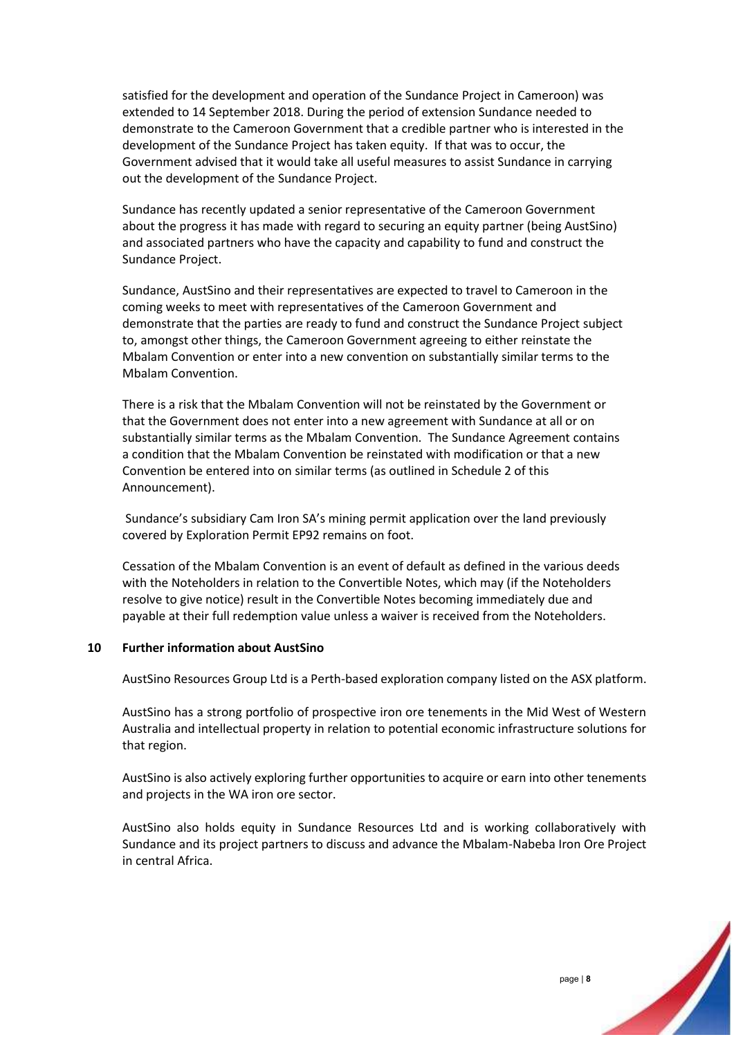satisfied for the development and operation of the Sundance Project in Cameroon) was extended to 14 September 2018. During the period of extension Sundance needed to demonstrate to the Cameroon Government that a credible partner who is interested in the development of the Sundance Project has taken equity. If that was to occur, the Government advised that it would take all useful measures to assist Sundance in carrying out the development of the Sundance Project.

Sundance has recently updated a senior representative of the Cameroon Government about the progress it has made with regard to securing an equity partner (being AustSino) and associated partners who have the capacity and capability to fund and construct the Sundance Project.

Sundance, AustSino and their representatives are expected to travel to Cameroon in the coming weeks to meet with representatives of the Cameroon Government and demonstrate that the parties are ready to fund and construct the Sundance Project subject to, amongst other things, the Cameroon Government agreeing to either reinstate the Mbalam Convention or enter into a new convention on substantially similar terms to the Mbalam Convention.

There is a risk that the Mbalam Convention will not be reinstated by the Government or that the Government does not enter into a new agreement with Sundance at all or on substantially similar terms as the Mbalam Convention. The Sundance Agreement contains a condition that the Mbalam Convention be reinstated with modification or that a new Convention be entered into on similar terms (as outlined in Schedule 2 of this Announcement).

Sundance's subsidiary Cam Iron SA's mining permit application over the land previously covered by Exploration Permit EP92 remains on foot.

Cessation of the Mbalam Convention is an event of default as defined in the various deeds with the Noteholders in relation to the Convertible Notes, which may (if the Noteholders resolve to give notice) result in the Convertible Notes becoming immediately due and payable at their full redemption value unless a waiver is received from the Noteholders.

## 10 Further information about AustSino

AustSino Resources Group Ltd is a Perth-based exploration company listed on the ASX platform.

AustSino has a strong portfolio of prospective iron ore tenements in the Mid West of Western Australia and intellectual property in relation to potential economic infrastructure solutions for that region.

AustSino is also actively exploring further opportunities to acquire or earn into other tenements and projects in the WA iron ore sector.

AustSino also holds equity in Sundance Resources Ltd and is working collaboratively with Sundance and its project partners to discuss and advance the Mbalam-Nabeba Iron Ore Project in central Africa.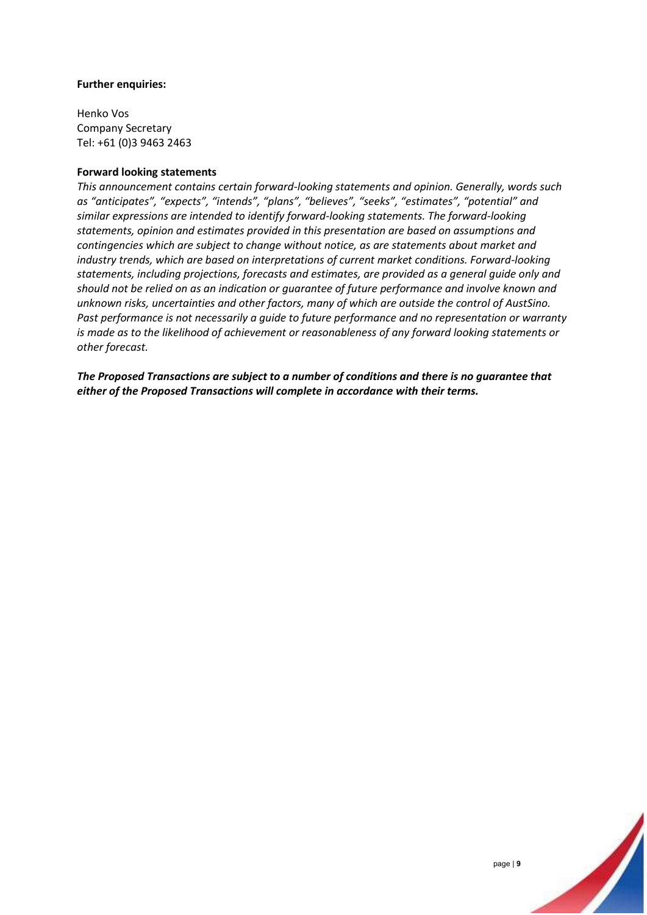**Further enquiries:**

Henko Vos
Company Secretary
Tel: +61 (0)3 9463 2463

**Forward looking statements**

*This announcement contains certain forward-looking statements and opinion. Generally, words such as "anticipates", "expects", "intends", "plans", "believes", "seeks", "estimates", "potential" and similar expressions are intended to identify forward-looking statements. The forward-looking statements, opinion and estimates provided in this presentation are based on assumptions and contingencies which are subject to change without notice, as are statements about market and industry trends, which are based on interpretations of current market conditions. Forward-looking statements, including projections, forecasts and estimates, are provided as a general guide only and should not be relied on as an indication or guarantee of future performance and involve known and unknown risks, uncertainties and other factors, many of which are outside the control of AustSino. Past performance is not necessarily a guide to future performance and no representation or warranty is made as to the likelihood of achievement or reasonableness of any forward looking statements or other forecast.*

***The Proposed Transactions are subject to a number of conditions and there is no guarantee that either of the Proposed Transactions will complete in accordance with their terms.***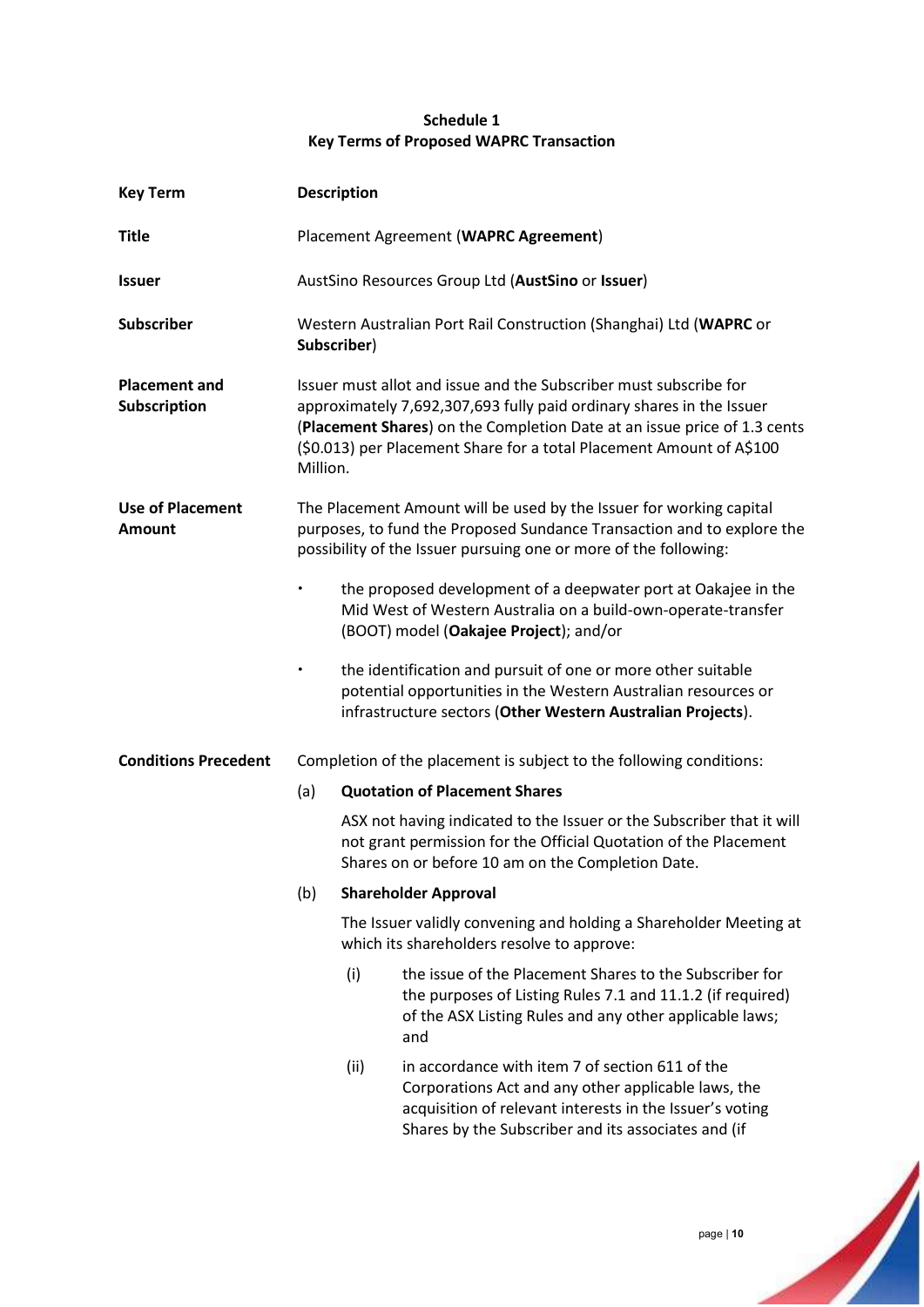**Schedule 1**
**Key Terms of Proposed WAPRC Transaction**

| Key Term | Description |
|---|---|
| **Title** | Placement Agreement (**WAPRC Agreement**) |
| **Issuer** | AustSino Resources Group Ltd (**AustSino** or **Issuer**) |
| **Subscriber** | Western Australian Port Rail Construction (Shanghai) Ltd (**WAPRC** or **Subscriber**) |
| **Placement and Subscription** | Issuer must allot and issue and the Subscriber must subscribe for approximately 7,692,307,693 fully paid ordinary shares in the Issuer (**Placement Shares**) on the Completion Date at an issue price of 1.3 cents ($0.013) per Placement Share for a total Placement Amount of A$100 Million. |
| **Use of Placement Amount** | The Placement Amount will be used by the Issuer for working capital purposes, to fund the Proposed Sundance Transaction and to explore the possibility of the Issuer pursuing one or more of the following:<br>• the proposed development of a deepwater port at Oakajee in the Mid West of Western Australia on a build-own-operate-transfer (BOOT) model (**Oakajee Project**); and/or<br>• the identification and pursuit of one or more other suitable potential opportunities in the Western Australian resources or infrastructure sectors (**Other Western Australian Projects**). |
| **Conditions Precedent** | Completion of the placement is subject to the following conditions:<br>(a) **Quotation of Placement Shares**<br>ASX not having indicated to the Issuer or the Subscriber that it will not grant permission for the Official Quotation of the Placement Shares on or before 10 am on the Completion Date.<br>(b) **Shareholder Approval**<br>The Issuer validly convening and holding a Shareholder Meeting at which its shareholders resolve to approve:<br>(i) the issue of the Placement Shares to the Subscriber for the purposes of Listing Rules 7.1 and 11.1.2 (if required) of the ASX Listing Rules and any other applicable laws; and<br>(ii) in accordance with item 7 of section 611 of the Corporations Act and any other applicable laws, the acquisition of relevant interests in the Issuer's voting Shares by the Subscriber and its associates and (if |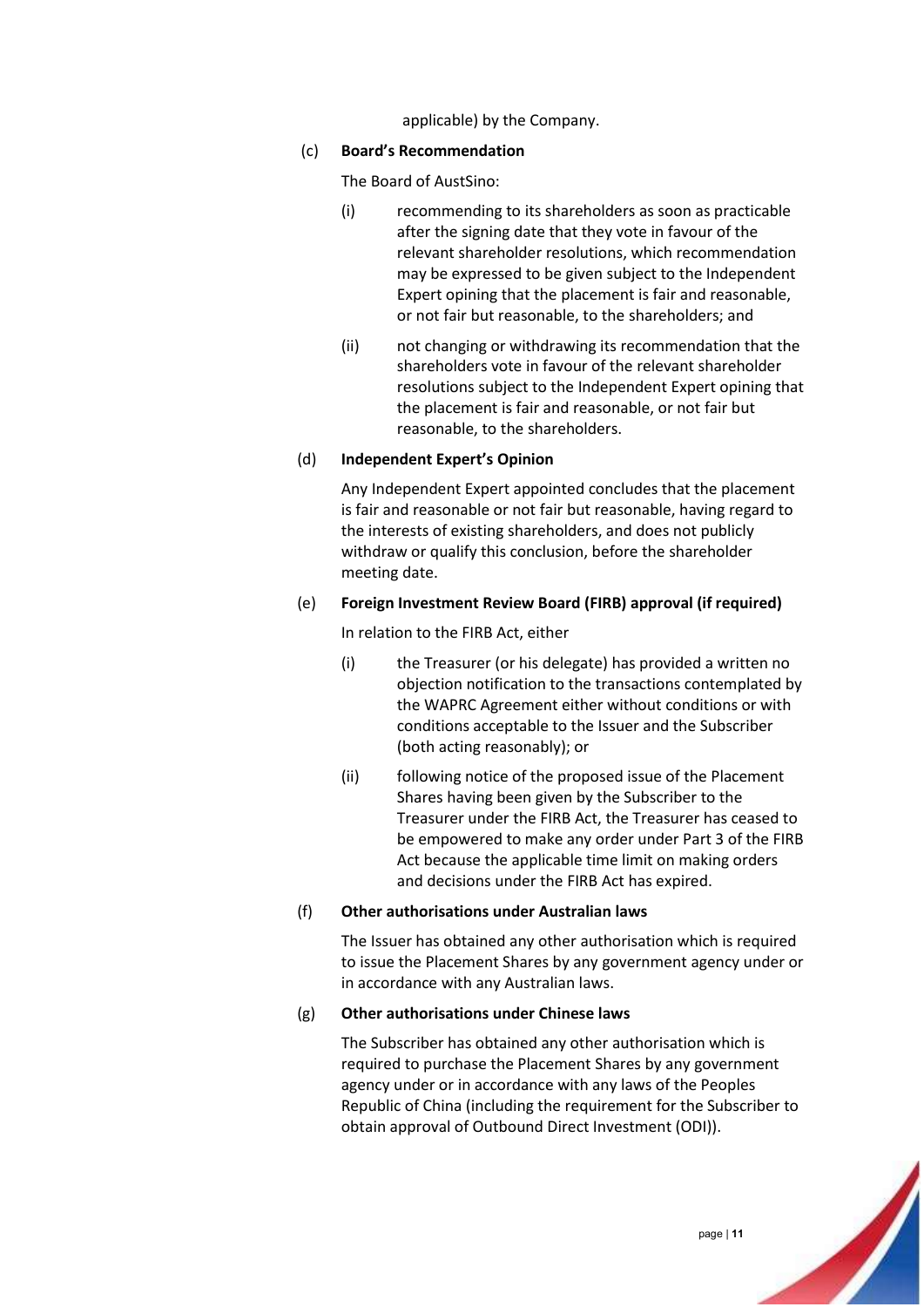applicable) by the Company.

(c) **Board's Recommendation**

The Board of AustSino:

(i) recommending to its shareholders as soon as practicable after the signing date that they vote in favour of the relevant shareholder resolutions, which recommendation may be expressed to be given subject to the Independent Expert opining that the placement is fair and reasonable, or not fair but reasonable, to the shareholders; and

(ii) not changing or withdrawing its recommendation that the shareholders vote in favour of the relevant shareholder resolutions subject to the Independent Expert opining that the placement is fair and reasonable, or not fair but reasonable, to the shareholders.

(d) **Independent Expert's Opinion**

Any Independent Expert appointed concludes that the placement is fair and reasonable or not fair but reasonable, having regard to the interests of existing shareholders, and does not publicly withdraw or qualify this conclusion, before the shareholder meeting date.

(e) **Foreign Investment Review Board (FIRB) approval (if required)**

In relation to the FIRB Act, either

(i) the Treasurer (or his delegate) has provided a written no objection notification to the transactions contemplated by the WAPRC Agreement either without conditions or with conditions acceptable to the Issuer and the Subscriber (both acting reasonably); or

(ii) following notice of the proposed issue of the Placement Shares having been given by the Subscriber to the Treasurer under the FIRB Act, the Treasurer has ceased to be empowered to make any order under Part 3 of the FIRB Act because the applicable time limit on making orders and decisions under the FIRB Act has expired.

(f) **Other authorisations under Australian laws**

The Issuer has obtained any other authorisation which is required to issue the Placement Shares by any government agency under or in accordance with any Australian laws.

(g) **Other authorisations under Chinese laws**

The Subscriber has obtained any other authorisation which is required to purchase the Placement Shares by any government agency under or in accordance with any laws of the Peoples Republic of China (including the requirement for the Subscriber to obtain approval of Outbound Direct Investment (ODI)).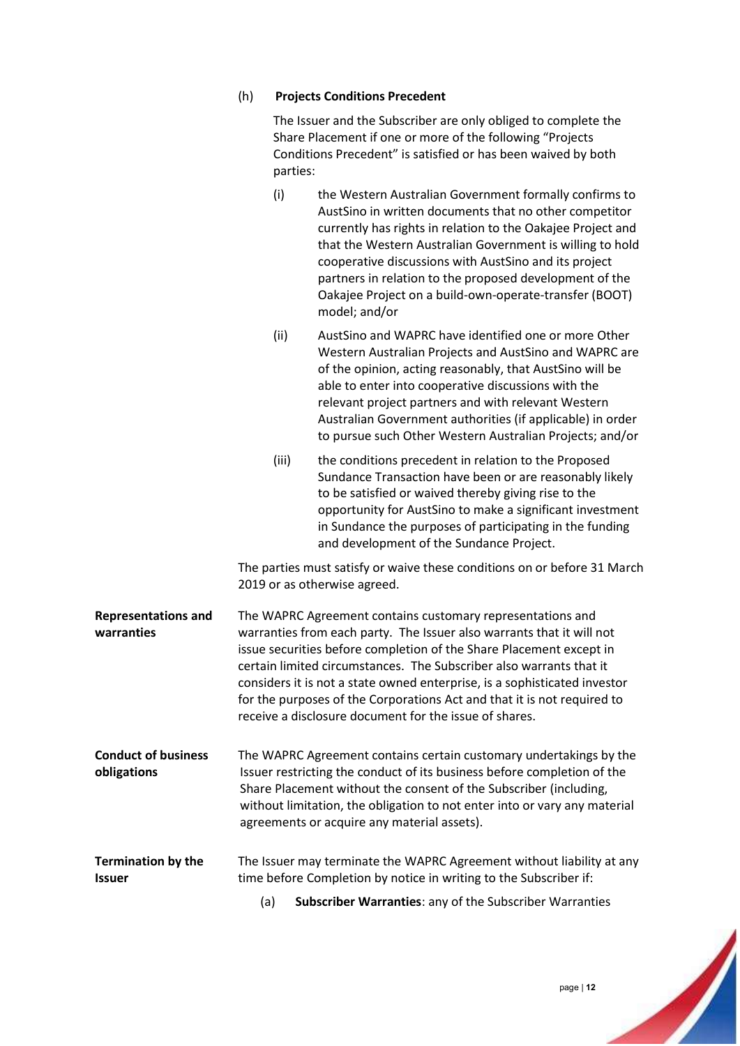(h) **Projects Conditions Precedent**

The Issuer and the Subscriber are only obliged to complete the Share Placement if one or more of the following "Projects Conditions Precedent" is satisfied or has been waived by both parties:

(i) the Western Australian Government formally confirms to AustSino in written documents that no other competitor currently has rights in relation to the Oakajee Project and that the Western Australian Government is willing to hold cooperative discussions with AustSino and its project partners in relation to the proposed development of the Oakajee Project on a build-own-operate-transfer (BOOT) model; and/or

(ii) AustSino and WAPRC have identified one or more Other Western Australian Projects and AustSino and WAPRC are of the opinion, acting reasonably, that AustSino will be able to enter into cooperative discussions with the relevant project partners and with relevant Western Australian Government authorities (if applicable) in order to pursue such Other Western Australian Projects; and/or

(iii) the conditions precedent in relation to the Proposed Sundance Transaction have been or are reasonably likely to be satisfied or waived thereby giving rise to the opportunity for AustSino to make a significant investment in Sundance the purposes of participating in the funding and development of the Sundance Project.

The parties must satisfy or waive these conditions on or before 31 March 2019 or as otherwise agreed.

| | |
|---|---|
| **Representations and warranties** | The WAPRC Agreement contains customary representations and warranties from each party. The Issuer also warrants that it will not issue securities before completion of the Share Placement except in certain limited circumstances. The Subscriber also warrants that it considers it is not a state owned enterprise, is a sophisticated investor for the purposes of the Corporations Act and that it is not required to receive a disclosure document for the issue of shares. |
| **Conduct of business obligations** | The WAPRC Agreement contains certain customary undertakings by the Issuer restricting the conduct of its business before completion of the Share Placement without the consent of the Subscriber (including, without limitation, the obligation to not enter into or vary any material agreements or acquire any material assets). |
| **Termination by the Issuer** | The Issuer may terminate the WAPRC Agreement without liability at any time before Completion by notice in writing to the Subscriber if: (a) **Subscriber Warranties**: any of the Subscriber Warranties |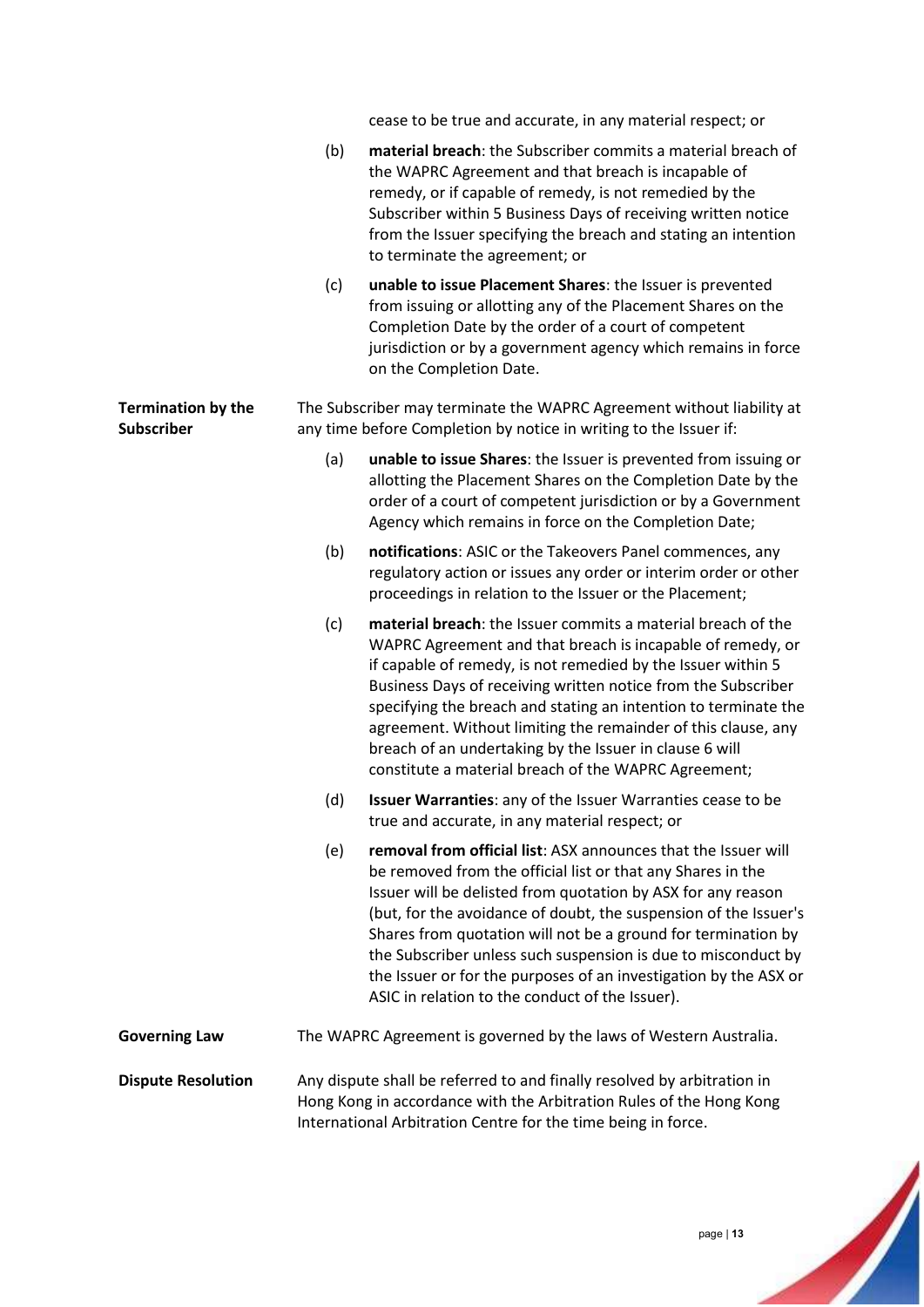cease to be true and accurate, in any material respect; or

(b) **material breach**: the Subscriber commits a material breach of the WAPRC Agreement and that breach is incapable of remedy, or if capable of remedy, is not remedied by the Subscriber within 5 Business Days of receiving written notice from the Issuer specifying the breach and stating an intention to terminate the agreement; or

(c) **unable to issue Placement Shares**: the Issuer is prevented from issuing or allotting any of the Placement Shares on the Completion Date by the order of a court of competent jurisdiction or by a government agency which remains in force on the Completion Date.

**Termination by the Subscriber**

The Subscriber may terminate the WAPRC Agreement without liability at any time before Completion by notice in writing to the Issuer if:

(a) **unable to issue Shares**: the Issuer is prevented from issuing or allotting the Placement Shares on the Completion Date by the order of a court of competent jurisdiction or by a Government Agency which remains in force on the Completion Date;

(b) **notifications**: ASIC or the Takeovers Panel commences, any regulatory action or issues any order or interim order or other proceedings in relation to the Issuer or the Placement;

(c) **material breach**: the Issuer commits a material breach of the WAPRC Agreement and that breach is incapable of remedy, or if capable of remedy, is not remedied by the Issuer within 5 Business Days of receiving written notice from the Subscriber specifying the breach and stating an intention to terminate the agreement. Without limiting the remainder of this clause, any breach of an undertaking by the Issuer in clause 6 will constitute a material breach of the WAPRC Agreement;

(d) **Issuer Warranties**: any of the Issuer Warranties cease to be true and accurate, in any material respect; or

(e) **removal from official list**: ASX announces that the Issuer will be removed from the official list or that any Shares in the Issuer will be delisted from quotation by ASX for any reason (but, for the avoidance of doubt, the suspension of the Issuer's Shares from quotation will not be a ground for termination by the Subscriber unless such suspension is due to misconduct by the Issuer or for the purposes of an investigation by the ASX or ASIC in relation to the conduct of the Issuer).

**Governing Law**

The WAPRC Agreement is governed by the laws of Western Australia.

**Dispute Resolution**

Any dispute shall be referred to and finally resolved by arbitration in Hong Kong in accordance with the Arbitration Rules of the Hong Kong International Arbitration Centre for the time being in force.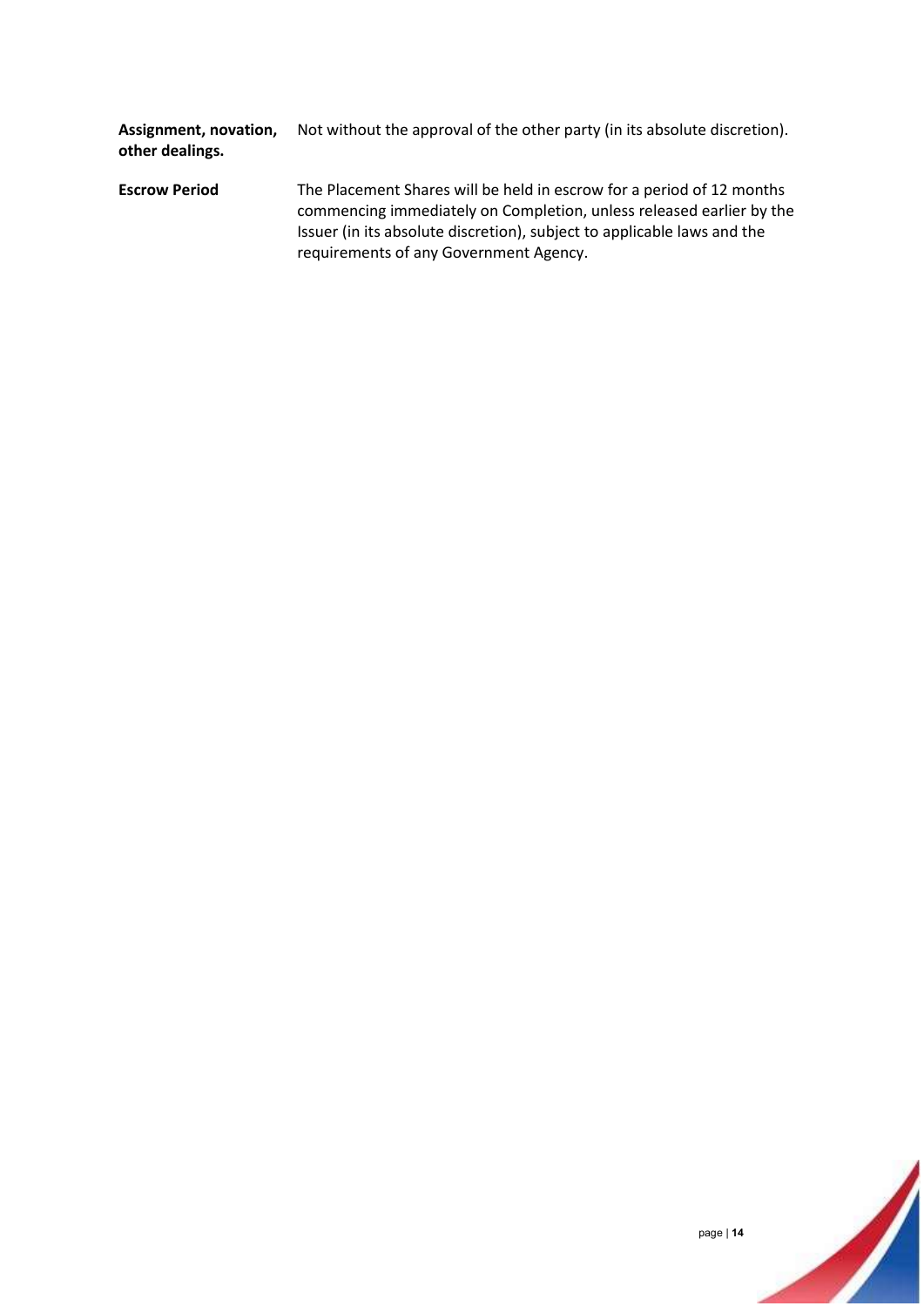| | |
|---|---|
| **Assignment, novation, other dealings.** | Not without the approval of the other party (in its absolute discretion). |
| **Escrow Period** | The Placement Shares will be held in escrow for a period of 12 months commencing immediately on Completion, unless released earlier by the Issuer (in its absolute discretion), subject to applicable laws and the requirements of any Government Agency. |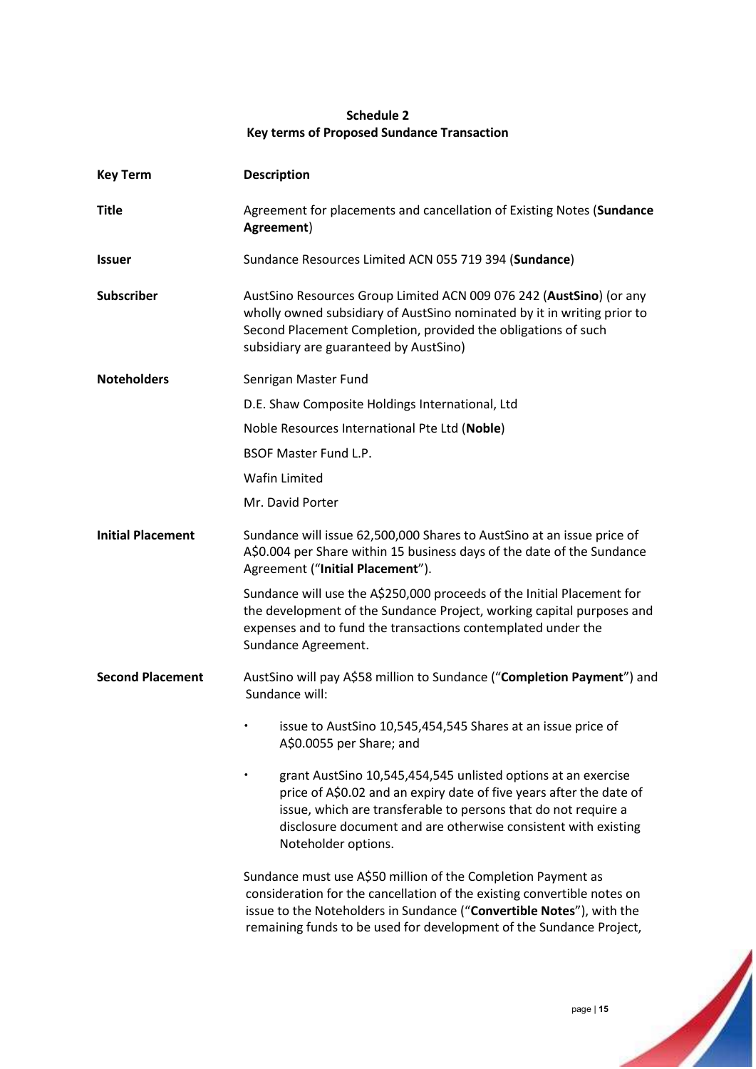**Schedule 2**
**Key terms of Proposed Sundance Transaction**

| Key Term | Description |
|---|---|
| **Title** | Agreement for placements and cancellation of Existing Notes (**Sundance Agreement**) |
| **Issuer** | Sundance Resources Limited ACN 055 719 394 (**Sundance**) |
| **Subscriber** | AustSino Resources Group Limited ACN 009 076 242 (**AustSino**) (or any wholly owned subsidiary of AustSino nominated by it in writing prior to Second Placement Completion, provided the obligations of such subsidiary are guaranteed by AustSino) |
| **Noteholders** | Senrigan Master Fund<br>D.E. Shaw Composite Holdings International, Ltd<br>Noble Resources International Pte Ltd (**Noble**)<br>BSOF Master Fund L.P.<br>Wafin Limited<br>Mr. David Porter |
| **Initial Placement** | Sundance will issue 62,500,000 Shares to AustSino at an issue price of A$0.004 per Share within 15 business days of the date of the Sundance Agreement ("**Initial Placement**").<br><br>Sundance will use the A$250,000 proceeds of the Initial Placement for the development of the Sundance Project, working capital purposes and expenses and to fund the transactions contemplated under the Sundance Agreement. |
| **Second Placement** | AustSino will pay A$58 million to Sundance ("**Completion Payment**") and Sundance will:<br><br>• issue to AustSino 10,545,454,545 Shares at an issue price of A$0.0055 per Share; and<br><br>• grant AustSino 10,545,454,545 unlisted options at an exercise price of A$0.02 and an expiry date of five years after the date of issue, which are transferable to persons that do not require a disclosure document and are otherwise consistent with existing Noteholder options.<br><br>Sundance must use A$50 million of the Completion Payment as consideration for the cancellation of the existing convertible notes on issue to the Noteholders in Sundance ("**Convertible Notes**"), with the remaining funds to be used for development of the Sundance Project, |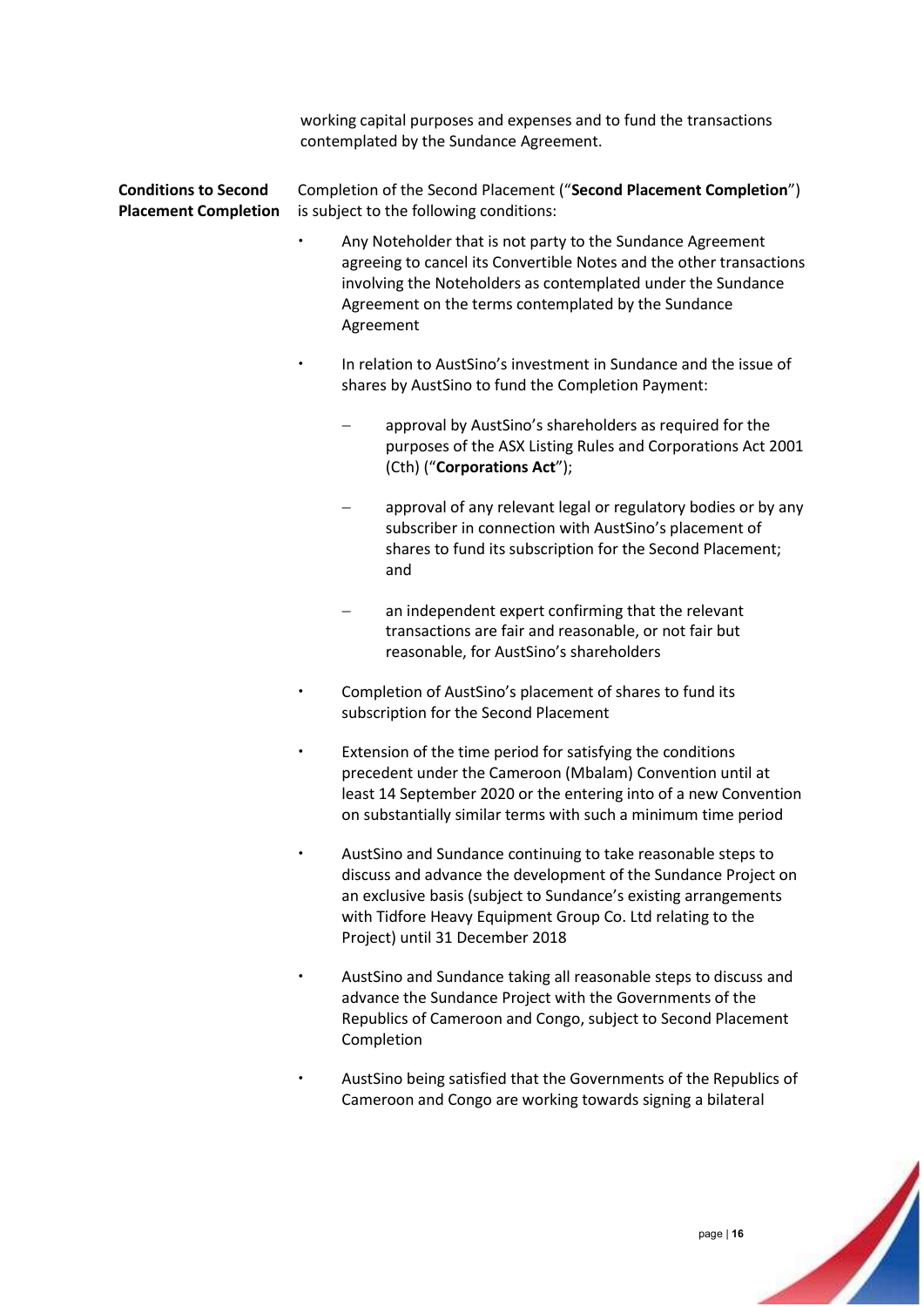working capital purposes and expenses and to fund the transactions contemplated by the Sundance Agreement.

**Conditions to Second Placement Completion**

Completion of the Second Placement ("**Second Placement Completion**") is subject to the following conditions:

- Any Noteholder that is not party to the Sundance Agreement agreeing to cancel its Convertible Notes and the other transactions involving the Noteholders as contemplated under the Sundance Agreement on the terms contemplated by the Sundance Agreement
- In relation to AustSino's investment in Sundance and the issue of shares by AustSino to fund the Completion Payment:
  - approval by AustSino's shareholders as required for the purposes of the ASX Listing Rules and Corporations Act 2001 (Cth) ("**Corporations Act**");
  - approval of any relevant legal or regulatory bodies or by any subscriber in connection with AustSino's placement of shares to fund its subscription for the Second Placement; and
  - an independent expert confirming that the relevant transactions are fair and reasonable, or not fair but reasonable, for AustSino's shareholders
- Completion of AustSino's placement of shares to fund its subscription for the Second Placement
- Extension of the time period for satisfying the conditions precedent under the Cameroon (Mbalam) Convention until at least 14 September 2020 or the entering into of a new Convention on substantially similar terms with such a minimum time period
- AustSino and Sundance continuing to take reasonable steps to discuss and advance the development of the Sundance Project on an exclusive basis (subject to Sundance's existing arrangements with Tidfore Heavy Equipment Group Co. Ltd relating to the Project) until 31 December 2018
- AustSino and Sundance taking all reasonable steps to discuss and advance the Sundance Project with the Governments of the Republics of Cameroon and Congo, subject to Second Placement Completion
- AustSino being satisfied that the Governments of the Republics of Cameroon and Congo are working towards signing a bilateral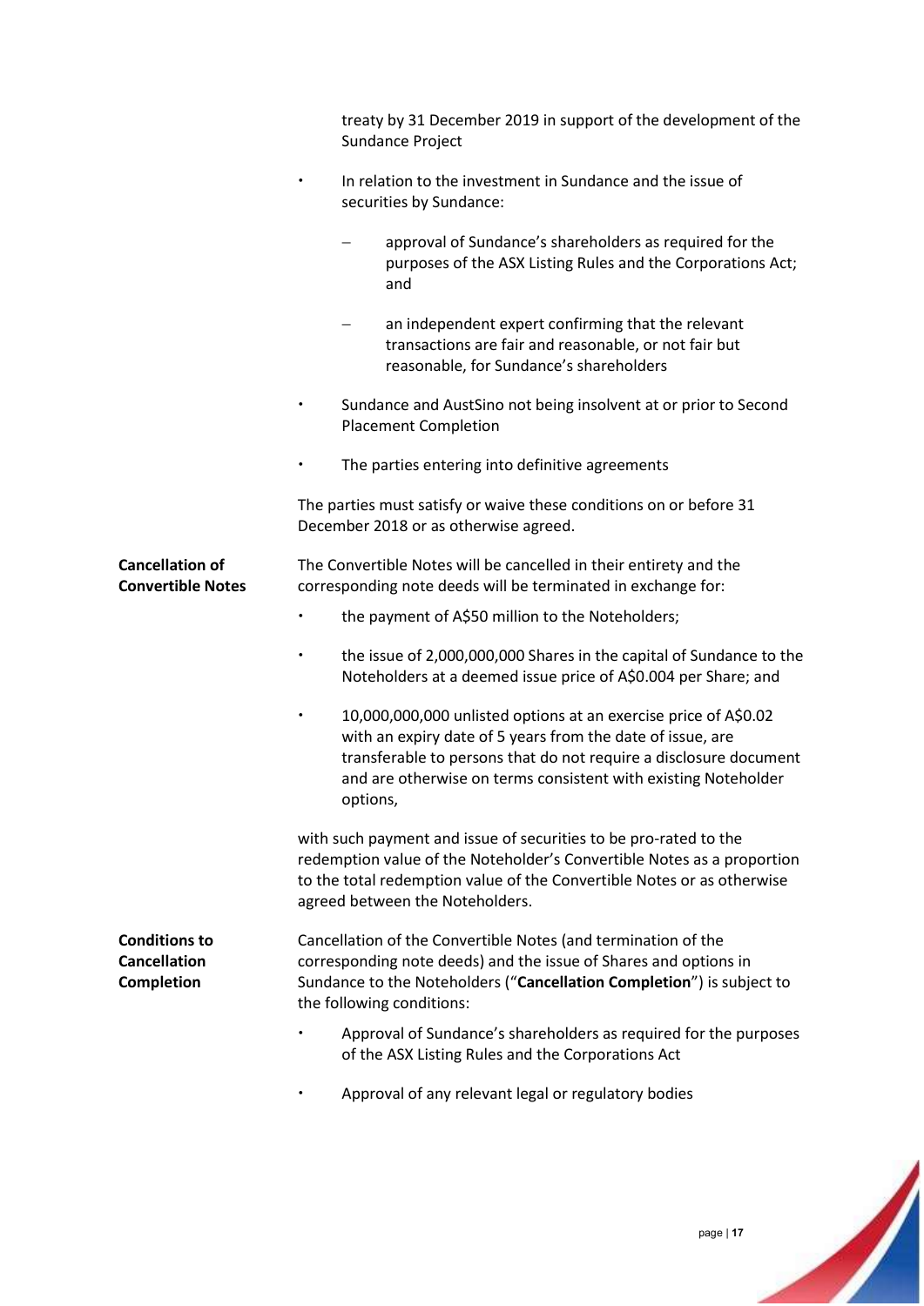treaty by 31 December 2019 in support of the development of the Sundance Project

- In relation to the investment in Sundance and the issue of securities by Sundance:
  - approval of Sundance's shareholders as required for the purposes of the ASX Listing Rules and the Corporations Act; and
  - an independent expert confirming that the relevant transactions are fair and reasonable, or not fair but reasonable, for Sundance's shareholders
- Sundance and AustSino not being insolvent at or prior to Second Placement Completion
- The parties entering into definitive agreements

The parties must satisfy or waive these conditions on or before 31 December 2018 or as otherwise agreed.

**Cancellation of Convertible Notes**

The Convertible Notes will be cancelled in their entirety and the corresponding note deeds will be terminated in exchange for:

- the payment of A$50 million to the Noteholders;
- the issue of 2,000,000,000 Shares in the capital of Sundance to the Noteholders at a deemed issue price of A$0.004 per Share; and
- 10,000,000,000 unlisted options at an exercise price of A$0.02 with an expiry date of 5 years from the date of issue, are transferable to persons that do not require a disclosure document and are otherwise on terms consistent with existing Noteholder options,

with such payment and issue of securities to be pro-rated to the redemption value of the Noteholder's Convertible Notes as a proportion to the total redemption value of the Convertible Notes or as otherwise agreed between the Noteholders.

**Conditions to Cancellation Completion**

Cancellation of the Convertible Notes (and termination of the corresponding note deeds) and the issue of Shares and options in Sundance to the Noteholders ("**Cancellation Completion**") is subject to the following conditions:

- Approval of Sundance's shareholders as required for the purposes of the ASX Listing Rules and the Corporations Act
- Approval of any relevant legal or regulatory bodies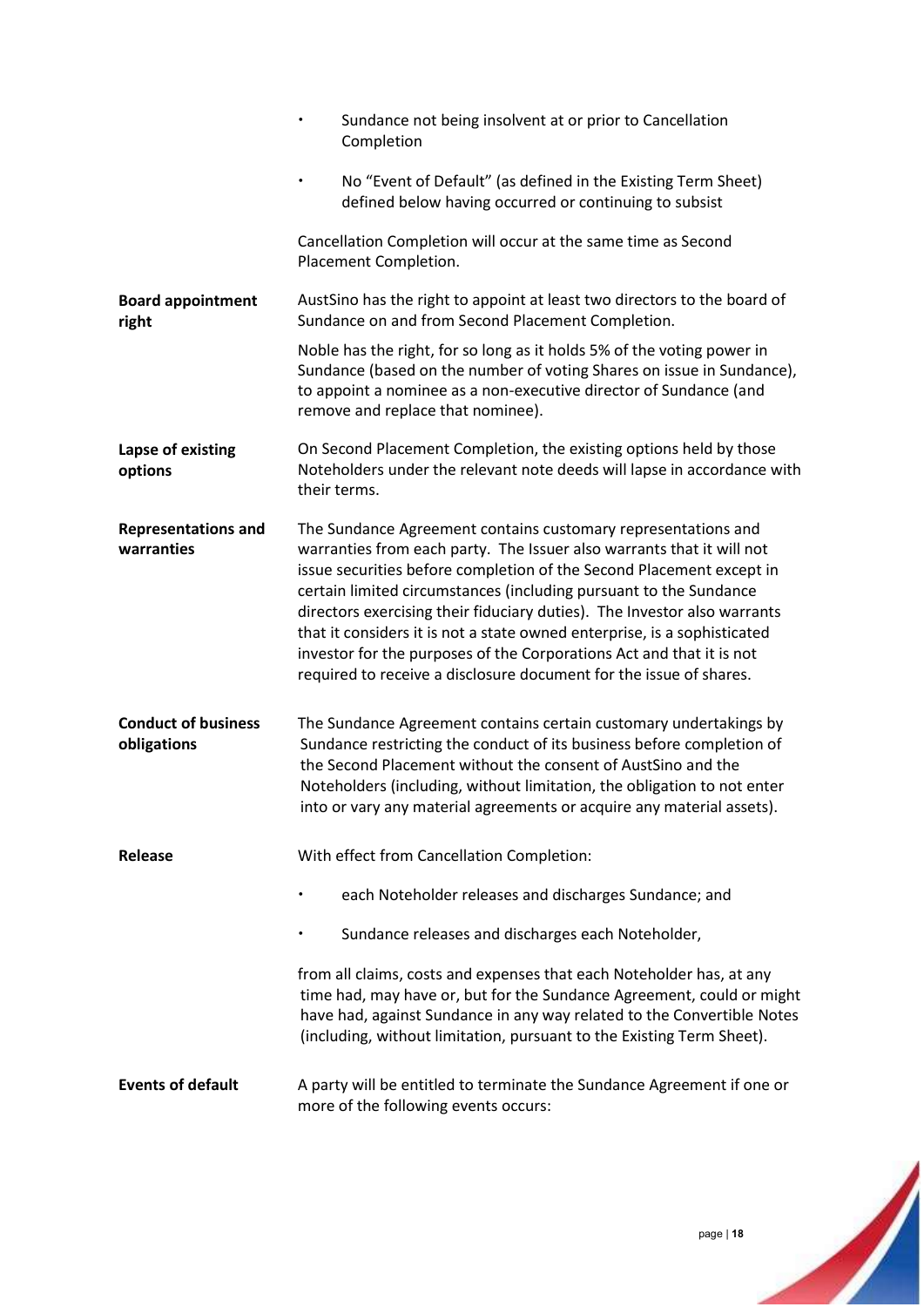| | |
|---|---|
| | • Sundance not being insolvent at or prior to Cancellation Completion<br><br>• No "Event of Default" (as defined in the Existing Term Sheet) defined below having occurred or continuing to subsist<br><br>Cancellation Completion will occur at the same time as Second Placement Completion. |
| **Board appointment right** | AustSino has the right to appoint at least two directors to the board of Sundance on and from Second Placement Completion.<br><br>Noble has the right, for so long as it holds 5% of the voting power in Sundance (based on the number of voting Shares on issue in Sundance), to appoint a nominee as a non-executive director of Sundance (and remove and replace that nominee). |
| **Lapse of existing options** | On Second Placement Completion, the existing options held by those Noteholders under the relevant note deeds will lapse in accordance with their terms. |
| **Representations and warranties** | The Sundance Agreement contains customary representations and warranties from each party. The Issuer also warrants that it will not issue securities before completion of the Second Placement except in certain limited circumstances (including pursuant to the Sundance directors exercising their fiduciary duties). The Investor also warrants that it considers it is not a state owned enterprise, is a sophisticated investor for the purposes of the Corporations Act and that it is not required to receive a disclosure document for the issue of shares. |
| **Conduct of business obligations** | The Sundance Agreement contains certain customary undertakings by Sundance restricting the conduct of its business before completion of the Second Placement without the consent of AustSino and the Noteholders (including, without limitation, the obligation to not enter into or vary any material agreements or acquire any material assets). |
| **Release** | With effect from Cancellation Completion:<br><br>• each Noteholder releases and discharges Sundance; and<br><br>• Sundance releases and discharges each Noteholder,<br><br>from all claims, costs and expenses that each Noteholder has, at any time had, may have or, but for the Sundance Agreement, could or might have had, against Sundance in any way related to the Convertible Notes (including, without limitation, pursuant to the Existing Term Sheet). |
| **Events of default** | A party will be entitled to terminate the Sundance Agreement if one or more of the following events occurs: |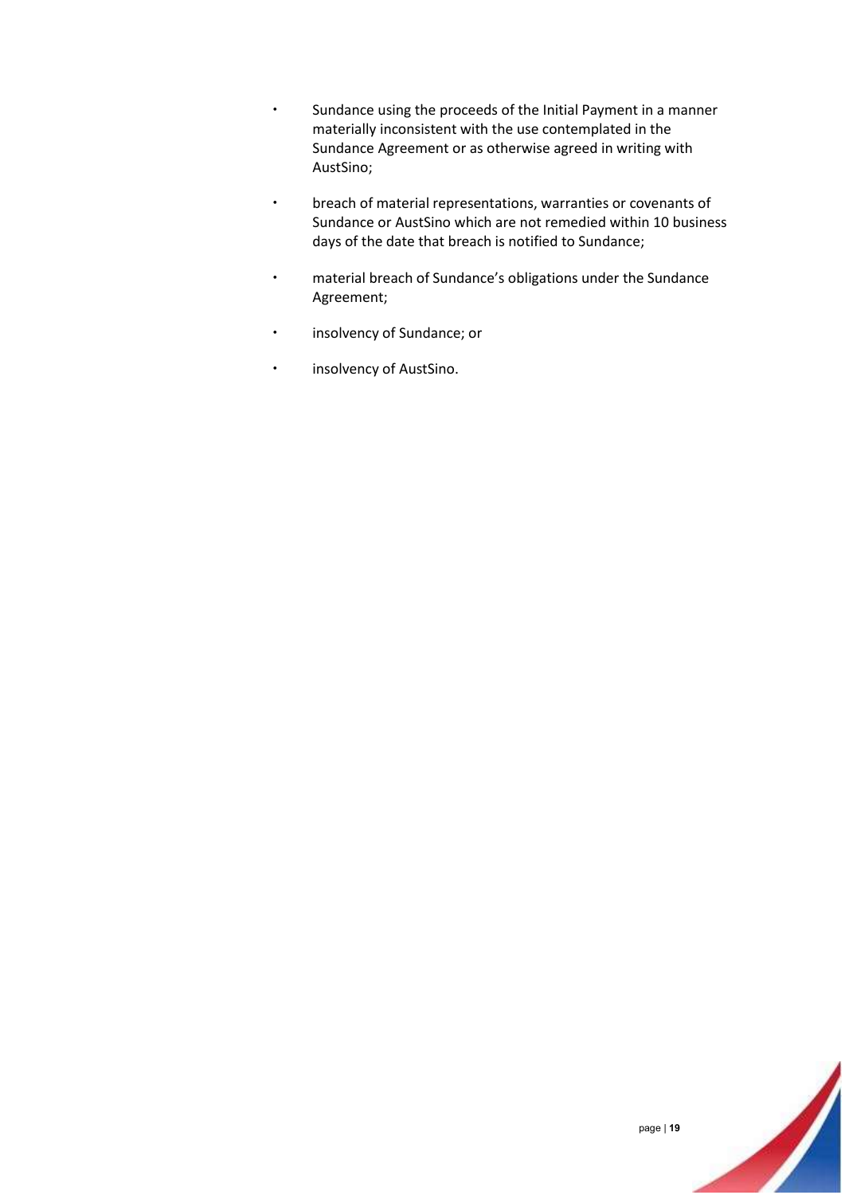- Sundance using the proceeds of the Initial Payment in a manner materially inconsistent with the use contemplated in the Sundance Agreement or as otherwise agreed in writing with AustSino;

- breach of material representations, warranties or covenants of Sundance or AustSino which are not remedied within 10 business days of the date that breach is notified to Sundance;

- material breach of Sundance's obligations under the Sundance Agreement;

- insolvency of Sundance; or

- insolvency of AustSino.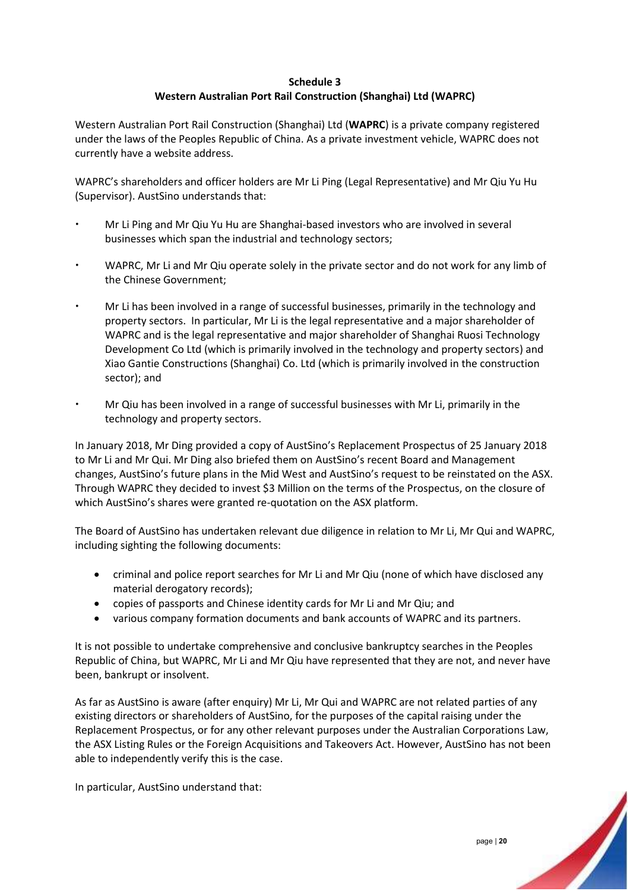## Schedule 3

## Western Australian Port Rail Construction (Shanghai) Ltd (WAPRC)

Western Australian Port Rail Construction (Shanghai) Ltd (**WAPRC**) is a private company registered under the laws of the Peoples Republic of China. As a private investment vehicle, WAPRC does not currently have a website address.

WAPRC's shareholders and officer holders are Mr Li Ping (Legal Representative) and Mr Qiu Yu Hu (Supervisor). AustSino understands that:

- Mr Li Ping and Mr Qiu Yu Hu are Shanghai-based investors who are involved in several businesses which span the industrial and technology sectors;
- WAPRC, Mr Li and Mr Qiu operate solely in the private sector and do not work for any limb of the Chinese Government;
- Mr Li has been involved in a range of successful businesses, primarily in the technology and property sectors. In particular, Mr Li is the legal representative and a major shareholder of WAPRC and is the legal representative and major shareholder of Shanghai Ruosi Technology Development Co Ltd (which is primarily involved in the technology and property sectors) and Xiao Gantie Constructions (Shanghai) Co. Ltd (which is primarily involved in the construction sector); and
- Mr Qiu has been involved in a range of successful businesses with Mr Li, primarily in the technology and property sectors.

In January 2018, Mr Ding provided a copy of AustSino's Replacement Prospectus of 25 January 2018 to Mr Li and Mr Qui. Mr Ding also briefed them on AustSino's recent Board and Management changes, AustSino's future plans in the Mid West and AustSino's request to be reinstated on the ASX. Through WAPRC they decided to invest $3 Million on the terms of the Prospectus, on the closure of which AustSino's shares were granted re-quotation on the ASX platform.

The Board of AustSino has undertaken relevant due diligence in relation to Mr Li, Mr Qui and WAPRC, including sighting the following documents:

- criminal and police report searches for Mr Li and Mr Qiu (none of which have disclosed any material derogatory records);
- copies of passports and Chinese identity cards for Mr Li and Mr Qiu; and
- various company formation documents and bank accounts of WAPRC and its partners.

It is not possible to undertake comprehensive and conclusive bankruptcy searches in the Peoples Republic of China, but WAPRC, Mr Li and Mr Qiu have represented that they are not, and never have been, bankrupt or insolvent.

As far as AustSino is aware (after enquiry) Mr Li, Mr Qui and WAPRC are not related parties of any existing directors or shareholders of AustSino, for the purposes of the capital raising under the Replacement Prospectus, or for any other relevant purposes under the Australian Corporations Law, the ASX Listing Rules or the Foreign Acquisitions and Takeovers Act. However, AustSino has not been able to independently verify this is the case.

In particular, AustSino understand that: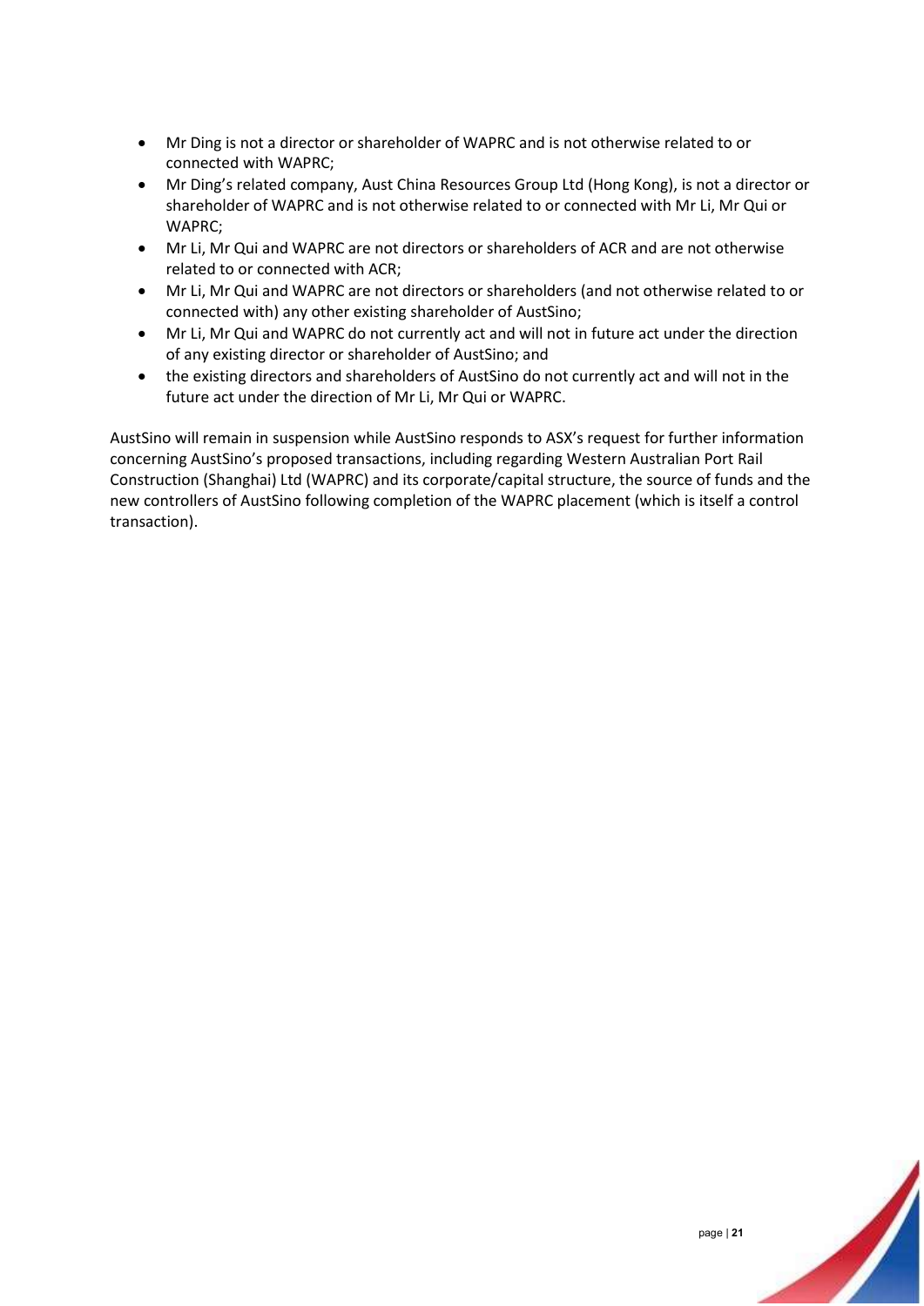- Mr Ding is not a director or shareholder of WAPRC and is not otherwise related to or connected with WAPRC;
- Mr Ding's related company, Aust China Resources Group Ltd (Hong Kong), is not a director or shareholder of WAPRC and is not otherwise related to or connected with Mr Li, Mr Qui or WAPRC;
- Mr Li, Mr Qui and WAPRC are not directors or shareholders of ACR and are not otherwise related to or connected with ACR;
- Mr Li, Mr Qui and WAPRC are not directors or shareholders (and not otherwise related to or connected with) any other existing shareholder of AustSino;
- Mr Li, Mr Qui and WAPRC do not currently act and will not in future act under the direction of any existing director or shareholder of AustSino; and
- the existing directors and shareholders of AustSino do not currently act and will not in the future act under the direction of Mr Li, Mr Qui or WAPRC.

AustSino will remain in suspension while AustSino responds to ASX's request for further information concerning AustSino's proposed transactions, including regarding Western Australian Port Rail Construction (Shanghai) Ltd (WAPRC) and its corporate/capital structure, the source of funds and the new controllers of AustSino following completion of the WAPRC placement (which is itself a control transaction).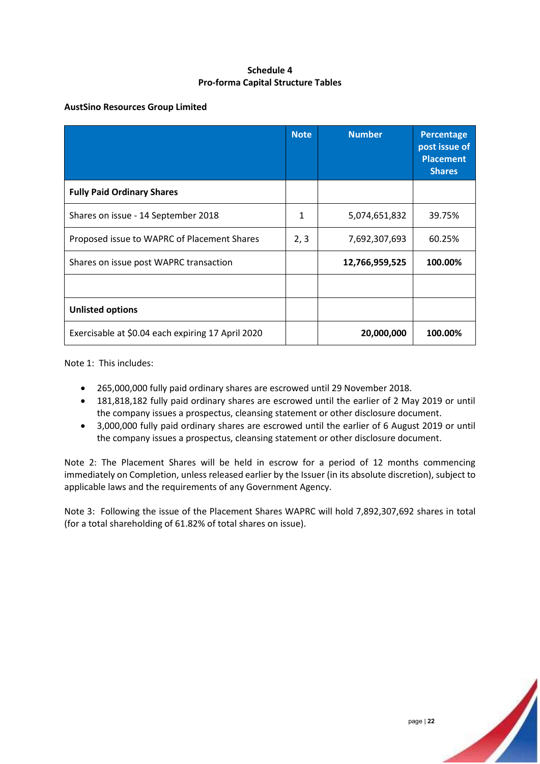## Schedule 4
## Pro-forma Capital Structure Tables

**AustSino Resources Group Limited**

| | Note | Number | Percentage post issue of Placement Shares |
|---|---|---|---|
| **Fully Paid Ordinary Shares** | | | |
| Shares on issue - 14 September 2018 | 1 | 5,074,651,832 | 39.75% |
| Proposed issue to WAPRC of Placement Shares | 2, 3 | 7,692,307,693 | 60.25% |
| Shares on issue post WAPRC transaction | | **12,766,959,525** | **100.00%** |
| | | | |
| **Unlisted options** | | | |
| Exercisable at $0.04 each expiring 17 April 2020 | | **20,000,000** | **100.00%** |

Note 1: This includes:

- 265,000,000 fully paid ordinary shares are escrowed until 29 November 2018.
- 181,818,182 fully paid ordinary shares are escrowed until the earlier of 2 May 2019 or until the company issues a prospectus, cleansing statement or other disclosure document.
- 3,000,000 fully paid ordinary shares are escrowed until the earlier of 6 August 2019 or until the company issues a prospectus, cleansing statement or other disclosure document.

Note 2: The Placement Shares will be held in escrow for a period of 12 months commencing immediately on Completion, unless released earlier by the Issuer (in its absolute discretion), subject to applicable laws and the requirements of any Government Agency.

Note 3: Following the issue of the Placement Shares WAPRC will hold 7,892,307,692 shares in total (for a total shareholding of 61.82% of total shares on issue).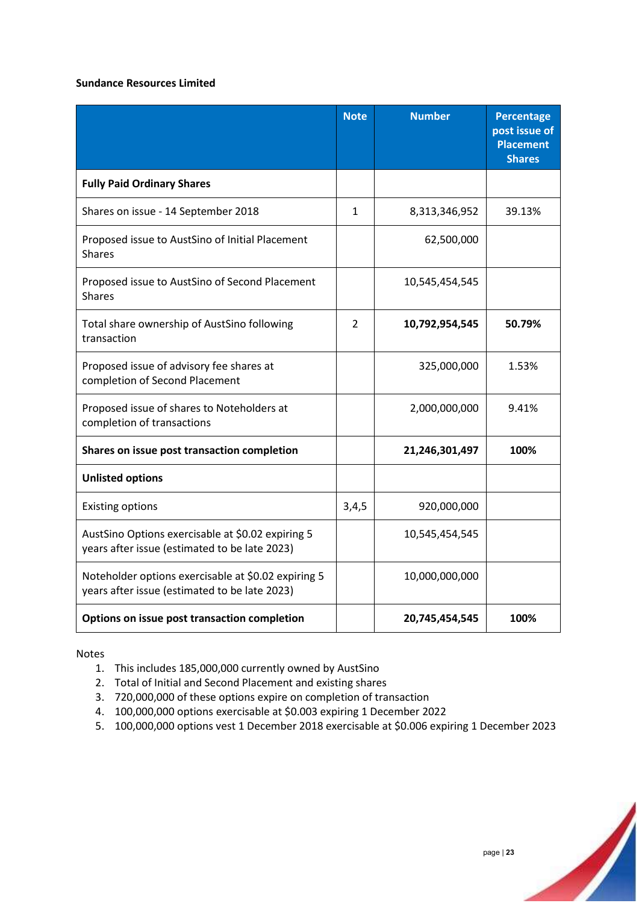**Sundance Resources Limited**

| | Note | Number | Percentage post issue of Placement Shares |
|---|---|---|---|
| **Fully Paid Ordinary Shares** | | | |
| Shares on issue - 14 September 2018 | 1 | 8,313,346,952 | 39.13% |
| Proposed issue to AustSino of Initial Placement Shares | | 62,500,000 | |
| Proposed issue to AustSino of Second Placement Shares | | 10,545,454,545 | |
| Total share ownership of AustSino following transaction | 2 | **10,792,954,545** | **50.79%** |
| Proposed issue of advisory fee shares at completion of Second Placement | | 325,000,000 | 1.53% |
| Proposed issue of shares to Noteholders at completion of transactions | | 2,000,000,000 | 9.41% |
| **Shares on issue post transaction completion** | | **21,246,301,497** | **100%** |
| **Unlisted options** | | | |
| Existing options | 3,4,5 | 920,000,000 | |
| AustSino Options exercisable at $0.02 expiring 5 years after issue (estimated to be late 2023) | | 10,545,454,545 | |
| Noteholder options exercisable at $0.02 expiring 5 years after issue (estimated to be late 2023) | | 10,000,000,000 | |
| **Options on issue post transaction completion** | | **20,745,454,545** | **100%** |

Notes

1. This includes 185,000,000 currently owned by AustSino
2. Total of Initial and Second Placement and existing shares
3. 720,000,000 of these options expire on completion of transaction
4. 100,000,000 options exercisable at $0.003 expiring 1 December 2022
5. 100,000,000 options vest 1 December 2018 exercisable at $0.006 expiring 1 December 2023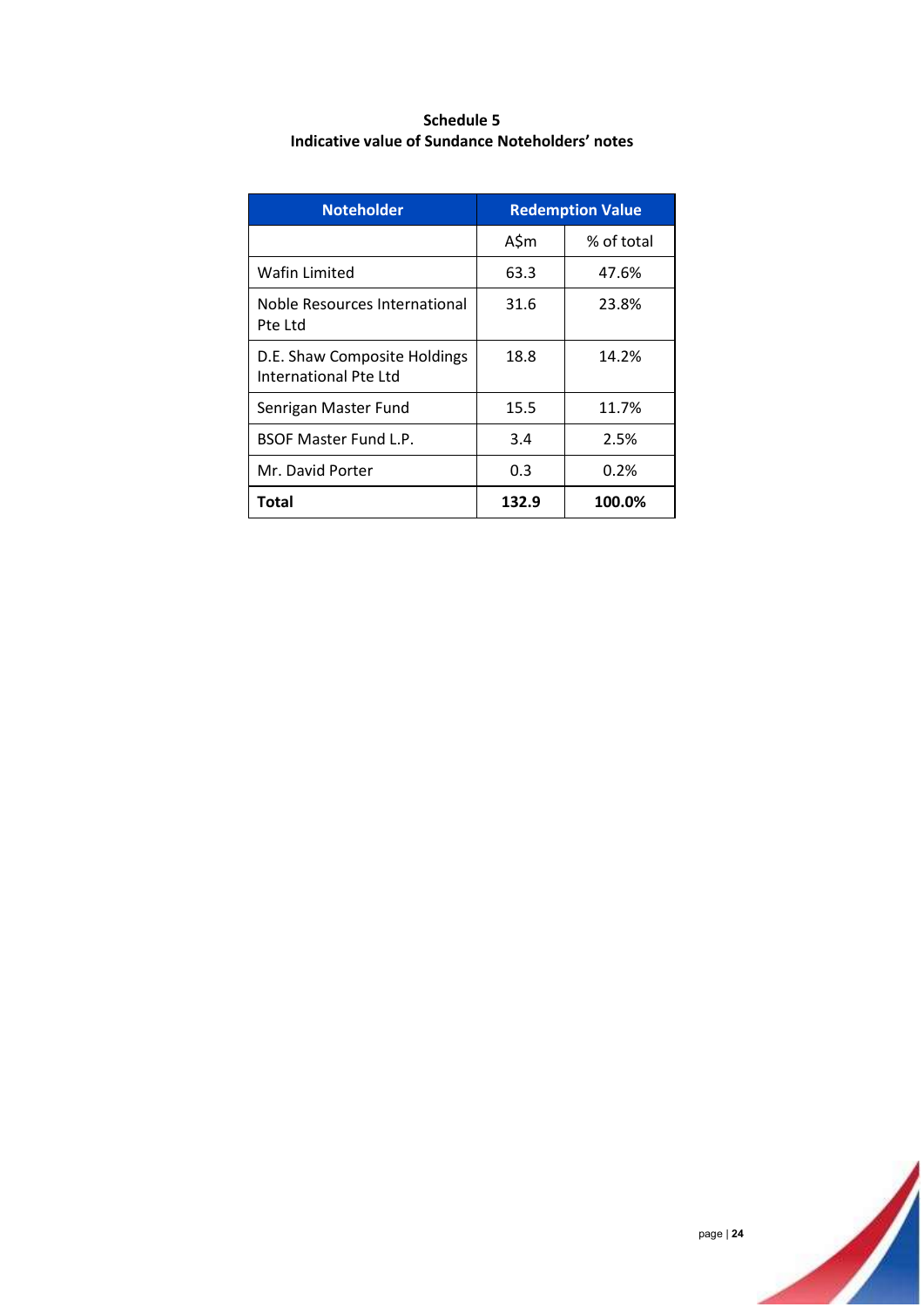**Schedule 5**
**Indicative value of Sundance Noteholders' notes**

| Noteholder | Redemption Value | |
|---|---|---|
| | A$m | % of total |
| Wafin Limited | 63.3 | 47.6% |
| Noble Resources International Pte Ltd | 31.6 | 23.8% |
| D.E. Shaw Composite Holdings International Pte Ltd | 18.8 | 14.2% |
| Senrigan Master Fund | 15.5 | 11.7% |
| BSOF Master Fund L.P. | 3.4 | 2.5% |
| Mr. David Porter | 0.3 | 0.2% |
| **Total** | **132.9** | **100.0%** |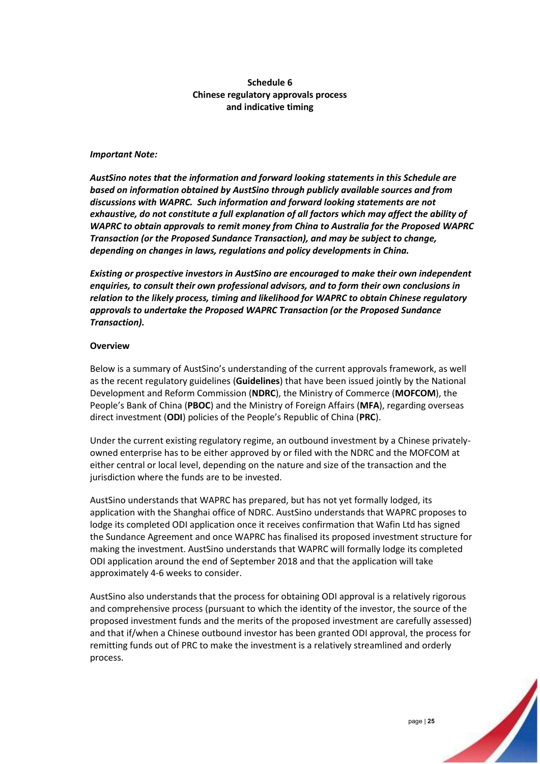## Schedule 6
## Chinese regulatory approvals process and indicative timing

***Important Note:***

***AustSino notes that the information and forward looking statements in this Schedule are based on information obtained by AustSino through publicly available sources and from discussions with WAPRC. Such information and forward looking statements are not exhaustive, do not constitute a full explanation of all factors which may affect the ability of WAPRC to obtain approvals to remit money from China to Australia for the Proposed WAPRC Transaction (or the Proposed Sundance Transaction), and may be subject to change, depending on changes in laws, regulations and policy developments in China.***

***Existing or prospective investors in AustSino are encouraged to make their own independent enquiries, to consult their own professional advisors, and to form their own conclusions in relation to the likely process, timing and likelihood for WAPRC to obtain Chinese regulatory approvals to undertake the Proposed WAPRC Transaction (or the Proposed Sundance Transaction).***

**Overview**

Below is a summary of AustSino's understanding of the current approvals framework, as well as the recent regulatory guidelines (**Guidelines**) that have been issued jointly by the National Development and Reform Commission (**NDRC**), the Ministry of Commerce (**MOFCOM**), the People's Bank of China (**PBOC**) and the Ministry of Foreign Affairs (**MFA**), regarding overseas direct investment (**ODI**) policies of the People's Republic of China (**PRC**).

Under the current existing regulatory regime, an outbound investment by a Chinese privately-owned enterprise has to be either approved by or filed with the NDRC and the MOFCOM at either central or local level, depending on the nature and size of the transaction and the jurisdiction where the funds are to be invested.

AustSino understands that WAPRC has prepared, but has not yet formally lodged, its application with the Shanghai office of NDRC. AustSino understands that WAPRC proposes to lodge its completed ODI application once it receives confirmation that Wafin Ltd has signed the Sundance Agreement and once WAPRC has finalised its proposed investment structure for making the investment. AustSino understands that WAPRC will formally lodge its completed ODI application around the end of September 2018 and that the application will take approximately 4-6 weeks to consider.

AustSino also understands that the process for obtaining ODI approval is a relatively rigorous and comprehensive process (pursuant to which the identity of the investor, the source of the proposed investment funds and the merits of the proposed investment are carefully assessed) and that if/when a Chinese outbound investor has been granted ODI approval, the process for remitting funds out of PRC to make the investment is a relatively streamlined and orderly process.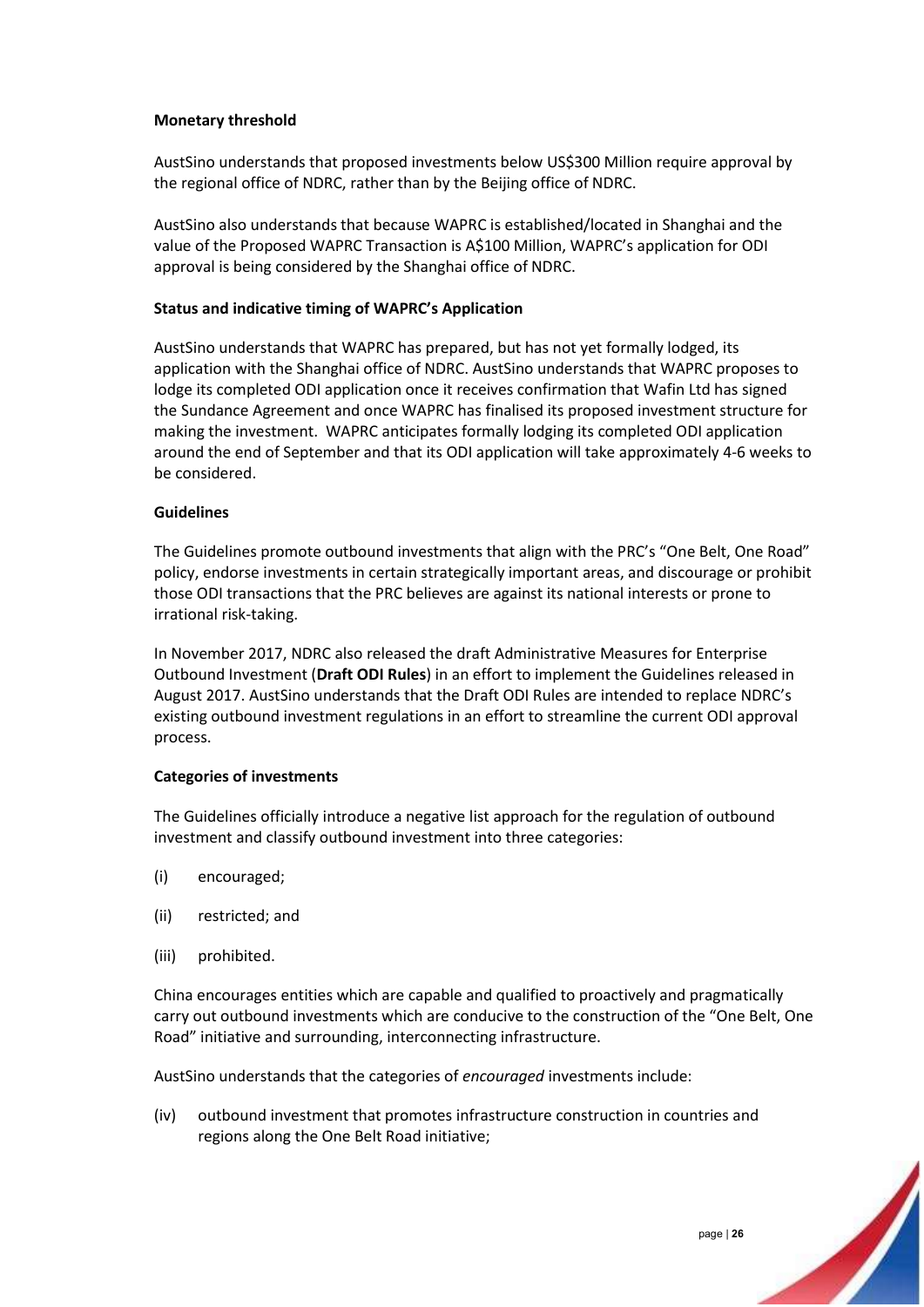**Monetary threshold**

AustSino understands that proposed investments below US$300 Million require approval by the regional office of NDRC, rather than by the Beijing office of NDRC.

AustSino also understands that because WAPRC is established/located in Shanghai and the value of the Proposed WAPRC Transaction is A$100 Million, WAPRC's application for ODI approval is being considered by the Shanghai office of NDRC.

**Status and indicative timing of WAPRC's Application**

AustSino understands that WAPRC has prepared, but has not yet formally lodged, its application with the Shanghai office of NDRC. AustSino understands that WAPRC proposes to lodge its completed ODI application once it receives confirmation that Wafin Ltd has signed the Sundance Agreement and once WAPRC has finalised its proposed investment structure for making the investment. WAPRC anticipates formally lodging its completed ODI application around the end of September and that its ODI application will take approximately 4-6 weeks to be considered.

**Guidelines**

The Guidelines promote outbound investments that align with the PRC's "One Belt, One Road" policy, endorse investments in certain strategically important areas, and discourage or prohibit those ODI transactions that the PRC believes are against its national interests or prone to irrational risk-taking.

In November 2017, NDRC also released the draft Administrative Measures for Enterprise Outbound Investment (**Draft ODI Rules**) in an effort to implement the Guidelines released in August 2017. AustSino understands that the Draft ODI Rules are intended to replace NDRC's existing outbound investment regulations in an effort to streamline the current ODI approval process.

**Categories of investments**

The Guidelines officially introduce a negative list approach for the regulation of outbound investment and classify outbound investment into three categories:

(i) encouraged;

(ii) restricted; and

(iii) prohibited.

China encourages entities which are capable and qualified to proactively and pragmatically carry out outbound investments which are conducive to the construction of the "One Belt, One Road" initiative and surrounding, interconnecting infrastructure.

AustSino understands that the categories of *encouraged* investments include:

(iv) outbound investment that promotes infrastructure construction in countries and regions along the One Belt Road initiative;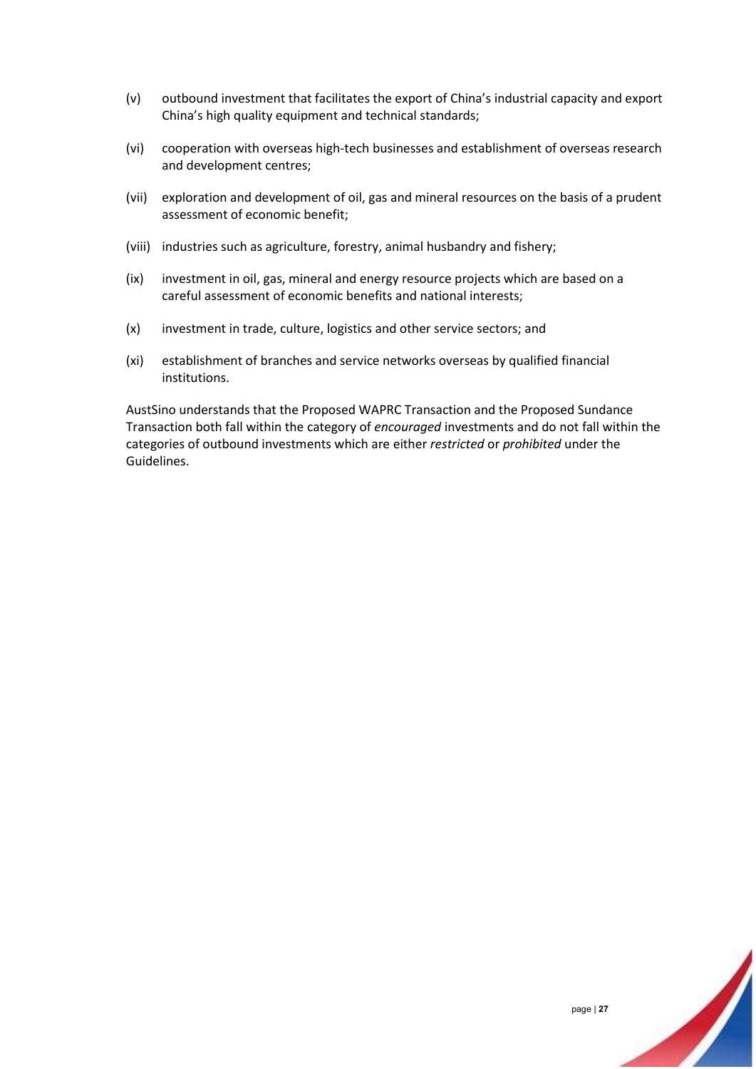(v) outbound investment that facilitates the export of China's industrial capacity and export China's high quality equipment and technical standards;

(vi) cooperation with overseas high-tech businesses and establishment of overseas research and development centres;

(vii) exploration and development of oil, gas and mineral resources on the basis of a prudent assessment of economic benefit;

(viii) industries such as agriculture, forestry, animal husbandry and fishery;

(ix) investment in oil, gas, mineral and energy resource projects which are based on a careful assessment of economic benefits and national interests;

(x) investment in trade, culture, logistics and other service sectors; and

(xi) establishment of branches and service networks overseas by qualified financial institutions.

AustSino understands that the Proposed WAPRC Transaction and the Proposed Sundance Transaction both fall within the category of *encouraged* investments and do not fall within the categories of outbound investments which are either *restricted* or *prohibited* under the Guidelines.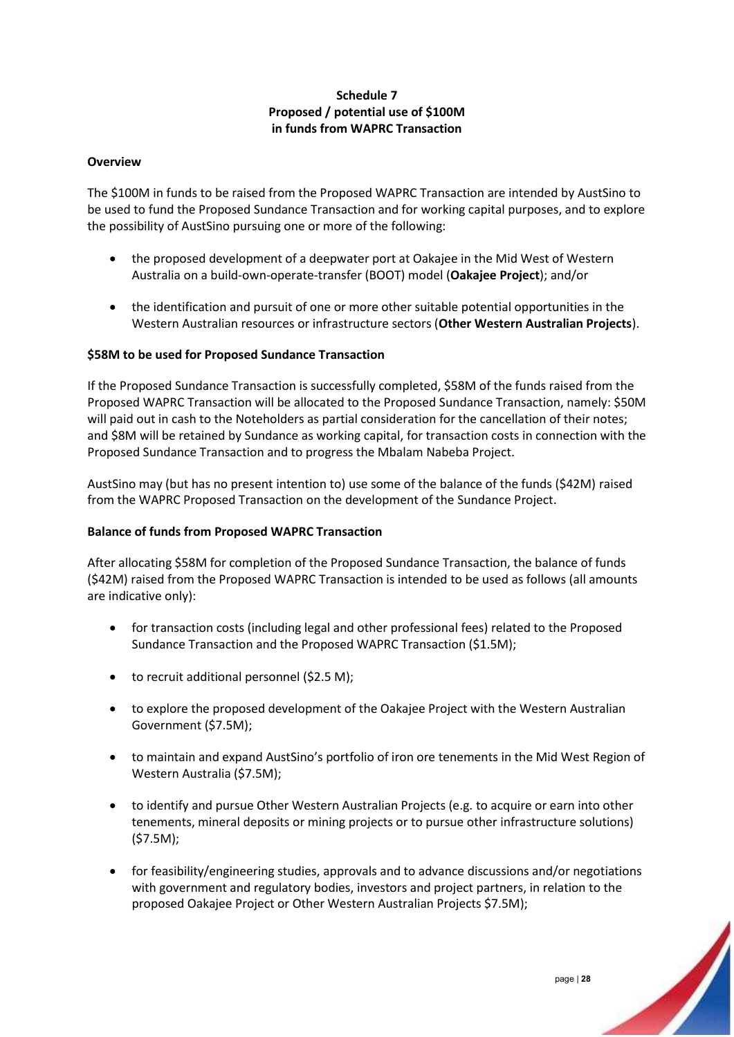**Schedule 7**
**Proposed / potential use of $100M**
**in funds from WAPRC Transaction**

**Overview**

The $100M in funds to be raised from the Proposed WAPRC Transaction are intended by AustSino to be used to fund the Proposed Sundance Transaction and for working capital purposes, and to explore the possibility of AustSino pursuing one or more of the following:

- the proposed development of a deepwater port at Oakajee in the Mid West of Western Australia on a build-own-operate-transfer (BOOT) model (**Oakajee Project**); and/or
- the identification and pursuit of one or more other suitable potential opportunities in the Western Australian resources or infrastructure sectors (**Other Western Australian Projects**).

**$58M to be used for Proposed Sundance Transaction**

If the Proposed Sundance Transaction is successfully completed, $58M of the funds raised from the Proposed WAPRC Transaction will be allocated to the Proposed Sundance Transaction, namely: $50M will paid out in cash to the Noteholders as partial consideration for the cancellation of their notes; and $8M will be retained by Sundance as working capital, for transaction costs in connection with the Proposed Sundance Transaction and to progress the Mbalam Nabeba Project.

AustSino may (but has no present intention to) use some of the balance of the funds ($42M) raised from the WAPRC Proposed Transaction on the development of the Sundance Project.

**Balance of funds from Proposed WAPRC Transaction**

After allocating $58M for completion of the Proposed Sundance Transaction, the balance of funds ($42M) raised from the Proposed WAPRC Transaction is intended to be used as follows (all amounts are indicative only):

- for transaction costs (including legal and other professional fees) related to the Proposed Sundance Transaction and the Proposed WAPRC Transaction ($1.5M);
- to recruit additional personnel ($2.5 M);
- to explore the proposed development of the Oakajee Project with the Western Australian Government ($7.5M);
- to maintain and expand AustSino's portfolio of iron ore tenements in the Mid West Region of Western Australia ($7.5M);
- to identify and pursue Other Western Australian Projects (e.g. to acquire or earn into other tenements, mineral deposits or mining projects or to pursue other infrastructure solutions) ($7.5M);
- for feasibility/engineering studies, approvals and to advance discussions and/or negotiations with government and regulatory bodies, investors and project partners, in relation to the proposed Oakajee Project or Other Western Australian Projects $7.5M);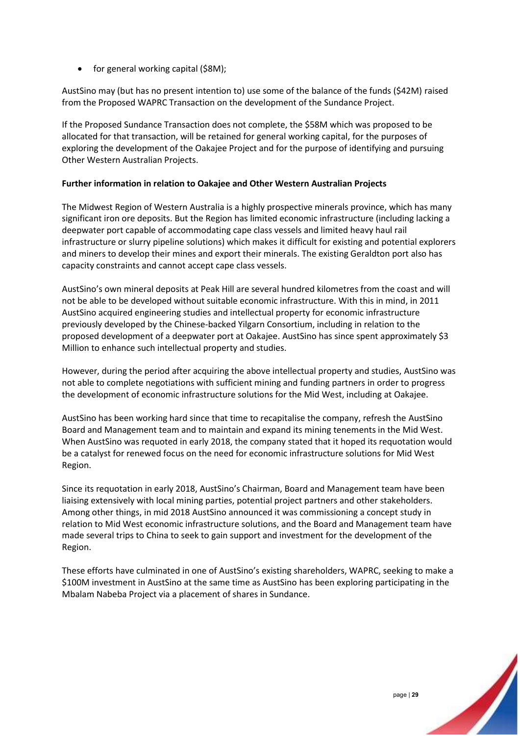- for general working capital ($8M);

AustSino may (but has no present intention to) use some of the balance of the funds ($42M) raised from the Proposed WAPRC Transaction on the development of the Sundance Project.

If the Proposed Sundance Transaction does not complete, the $58M which was proposed to be allocated for that transaction, will be retained for general working capital, for the purposes of exploring the development of the Oakajee Project and for the purpose of identifying and pursuing Other Western Australian Projects.

**Further information in relation to Oakajee and Other Western Australian Projects**

The Midwest Region of Western Australia is a highly prospective minerals province, which has many significant iron ore deposits. But the Region has limited economic infrastructure (including lacking a deepwater port capable of accommodating cape class vessels and limited heavy haul rail infrastructure or slurry pipeline solutions) which makes it difficult for existing and potential explorers and miners to develop their mines and export their minerals. The existing Geraldton port also has capacity constraints and cannot accept cape class vessels.

AustSino's own mineral deposits at Peak Hill are several hundred kilometres from the coast and will not be able to be developed without suitable economic infrastructure. With this in mind, in 2011 AustSino acquired engineering studies and intellectual property for economic infrastructure previously developed by the Chinese-backed Yilgarn Consortium, including in relation to the proposed development of a deepwater port at Oakajee. AustSino has since spent approximately $3 Million to enhance such intellectual property and studies.

However, during the period after acquiring the above intellectual property and studies, AustSino was not able to complete negotiations with sufficient mining and funding partners in order to progress the development of economic infrastructure solutions for the Mid West, including at Oakajee.

AustSino has been working hard since that time to recapitalise the company, refresh the AustSino Board and Management team and to maintain and expand its mining tenements in the Mid West. When AustSino was requoted in early 2018, the company stated that it hoped its requotation would be a catalyst for renewed focus on the need for economic infrastructure solutions for Mid West Region.

Since its requotation in early 2018, AustSino's Chairman, Board and Management team have been liaising extensively with local mining parties, potential project partners and other stakeholders. Among other things, in mid 2018 AustSino announced it was commissioning a concept study in relation to Mid West economic infrastructure solutions, and the Board and Management team have made several trips to China to seek to gain support and investment for the development of the Region.

These efforts have culminated in one of AustSino's existing shareholders, WAPRC, seeking to make a $100M investment in AustSino at the same time as AustSino has been exploring participating in the Mbalam Nabeba Project via a placement of shares in Sundance.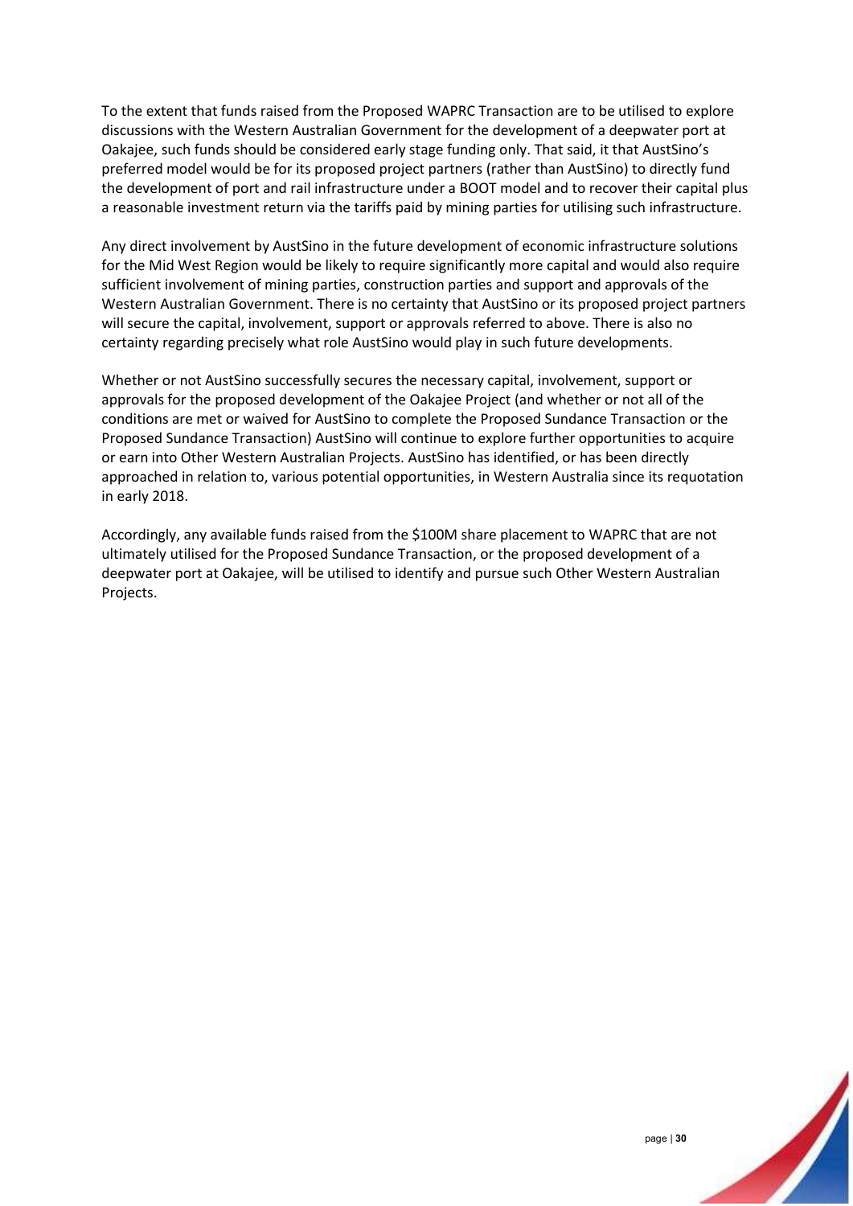To the extent that funds raised from the Proposed WAPRC Transaction are to be utilised to explore discussions with the Western Australian Government for the development of a deepwater port at Oakajee, such funds should be considered early stage funding only. That said, it that AustSino's preferred model would be for its proposed project partners (rather than AustSino) to directly fund the development of port and rail infrastructure under a BOOT model and to recover their capital plus a reasonable investment return via the tariffs paid by mining parties for utilising such infrastructure.

Any direct involvement by AustSino in the future development of economic infrastructure solutions for the Mid West Region would be likely to require significantly more capital and would also require sufficient involvement of mining parties, construction parties and support and approvals of the Western Australian Government. There is no certainty that AustSino or its proposed project partners will secure the capital, involvement, support or approvals referred to above. There is also no certainty regarding precisely what role AustSino would play in such future developments.

Whether or not AustSino successfully secures the necessary capital, involvement, support or approvals for the proposed development of the Oakajee Project (and whether or not all of the conditions are met or waived for AustSino to complete the Proposed Sundance Transaction or the Proposed Sundance Transaction) AustSino will continue to explore further opportunities to acquire or earn into Other Western Australian Projects. AustSino has identified, or has been directly approached in relation to, various potential opportunities, in Western Australia since its requotation in early 2018.

Accordingly, any available funds raised from the $100M share placement to WAPRC that are not ultimately utilised for the Proposed Sundance Transaction, or the proposed development of a deepwater port at Oakajee, will be utilised to identify and pursue such Other Western Australian Projects.